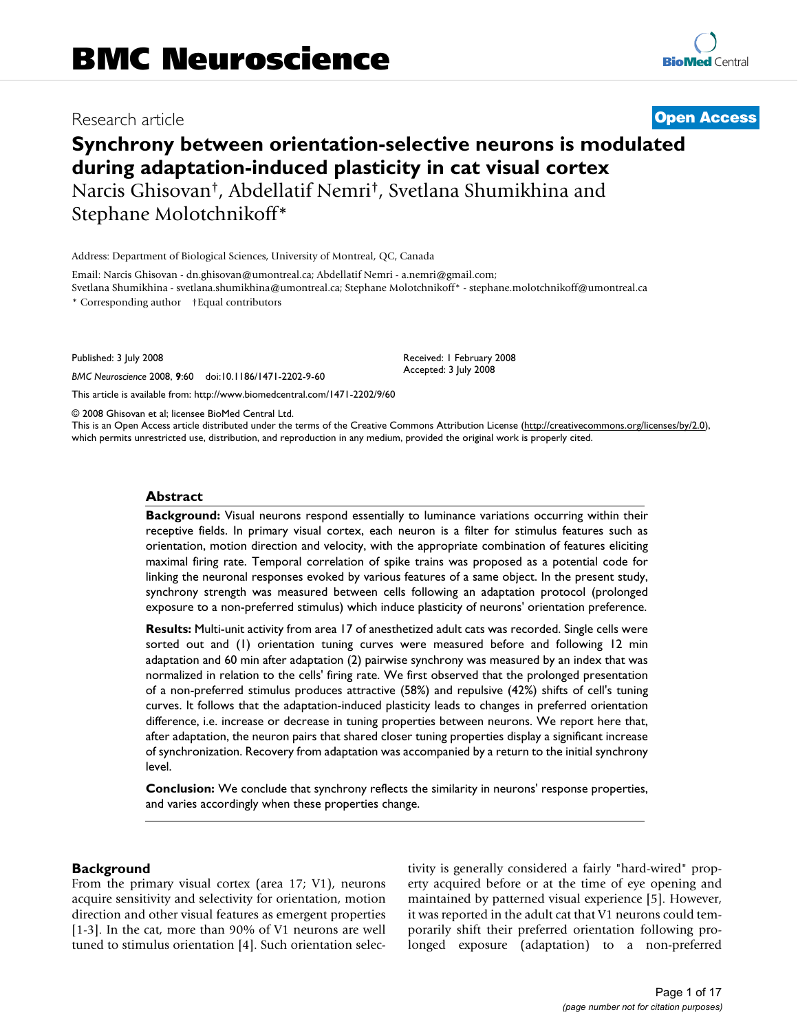# BMC Neuroscience

Research article

**Open Access**

# Synchrony between orientation-selective neurons is modulated during adaptation-induced plasticity in cat visual cortex

Narcis Ghisovan†, Abdellatif Nemri†, Svetlana Shumikhina and Stephane Molotchnikoff*

Address: Department of Biological Sciences, University of Montreal, QC, Canada

Email: Narcis Ghisovan - dn.ghisovan@umontreal.ca; Abdellatif Nemri - a.nemri@gmail.com; Svetlana Shumikhina - svetlana.shumikhina@umontreal.ca; Stephane Molotchnikoff* - stephane.molotchnikoff@umontreal.ca

\* Corresponding author †Equal contributors

Published: 3 July 2008

*BMC Neuroscience* 2008, **9**:60 doi:10.1186/1471-2202-9-60

Received: 1 February 2008
Accepted: 3 July 2008

This article is available from: http://www.biomedcentral.com/1471-2202/9/60

© 2008 Ghisovan et al; licensee BioMed Central Ltd.
This is an Open Access article distributed under the terms of the Creative Commons Attribution License (http://creativecommons.org/licenses/by/2.0), which permits unrestricted use, distribution, and reproduction in any medium, provided the original work is properly cited.

## Abstract

**Background:** Visual neurons respond essentially to luminance variations occurring within their receptive fields. In primary visual cortex, each neuron is a filter for stimulus features such as orientation, motion direction and velocity, with the appropriate combination of features eliciting maximal firing rate. Temporal correlation of spike trains was proposed as a potential code for linking the neuronal responses evoked by various features of a same object. In the present study, synchrony strength was measured between cells following an adaptation protocol (prolonged exposure to a non-preferred stimulus) which induce plasticity of neurons' orientation preference.

**Results:** Multi-unit activity from area 17 of anesthetized adult cats was recorded. Single cells were sorted out and (1) orientation tuning curves were measured before and following 12 min adaptation and 60 min after adaptation (2) pairwise synchrony was measured by an index that was normalized in relation to the cells' firing rate. We first observed that the prolonged presentation of a non-preferred stimulus produces attractive (58%) and repulsive (42%) shifts of cell's tuning curves. It follows that the adaptation-induced plasticity leads to changes in preferred orientation difference, i.e. increase or decrease in tuning properties between neurons. We report here that, after adaptation, the neuron pairs that shared closer tuning properties display a significant increase of synchronization. Recovery from adaptation was accompanied by a return to the initial synchrony level.

**Conclusion:** We conclude that synchrony reflects the similarity in neurons' response properties, and varies accordingly when these properties change.

## Background

From the primary visual cortex (area 17; V1), neurons acquire sensitivity and selectivity for orientation, motion direction and other visual features as emergent properties [1-3]. In the cat, more than 90% of V1 neurons are well tuned to stimulus orientation [4]. Such orientation selectivity is generally considered a fairly "hard-wired" property acquired before or at the time of eye opening and maintained by patterned visual experience [5]. However, it was reported in the adult cat that V1 neurons could temporarily shift their preferred orientation following prolonged exposure (adaptation) to a non-preferred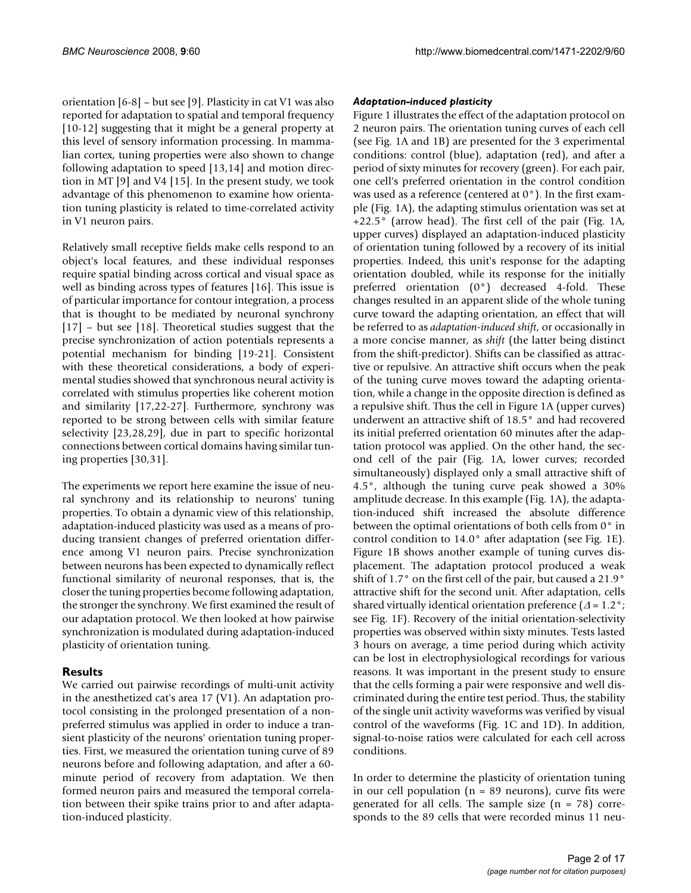orientation [6-8] – but see [9]. Plasticity in cat V1 was also reported for adaptation to spatial and temporal frequency [10-12] suggesting that it might be a general property at this level of sensory information processing. In mammalian cortex, tuning properties were also shown to change following adaptation to speed [13,14] and motion direction in MT [9] and V4 [15]. In the present study, we took advantage of this phenomenon to examine how orientation tuning plasticity is related to time-correlated activity in V1 neuron pairs.

Relatively small receptive fields make cells respond to an object's local features, and these individual responses require spatial binding across cortical and visual space as well as binding across types of features [16]. This issue is of particular importance for contour integration, a process that is thought to be mediated by neuronal synchrony [17] – but see [18]. Theoretical studies suggest that the precise synchronization of action potentials represents a potential mechanism for binding [19-21]. Consistent with these theoretical considerations, a body of experimental studies showed that synchronous neural activity is correlated with stimulus properties like coherent motion and similarity [17,22-27]. Furthermore, synchrony was reported to be strong between cells with similar feature selectivity [23,28,29], due in part to specific horizontal connections between cortical domains having similar tuning properties [30,31].

The experiments we report here examine the issue of neural synchrony and its relationship to neurons' tuning properties. To obtain a dynamic view of this relationship, adaptation-induced plasticity was used as a means of producing transient changes of preferred orientation difference among V1 neuron pairs. Precise synchronization between neurons has been expected to dynamically reflect functional similarity of neuronal responses, that is, the closer the tuning properties become following adaptation, the stronger the synchrony. We first examined the result of our adaptation protocol. We then looked at how pairwise synchronization is modulated during adaptation-induced plasticity of orientation tuning.

## Results

We carried out pairwise recordings of multi-unit activity in the anesthetized cat's area 17 (V1). An adaptation protocol consisting in the prolonged presentation of a non-preferred stimulus was applied in order to induce a transient plasticity of the neurons' orientation tuning properties. First, we measured the orientation tuning curve of 89 neurons before and following adaptation, and after a 60-minute period of recovery from adaptation. We then formed neuron pairs and measured the temporal correlation between their spike trains prior to and after adaptation-induced plasticity.

### *Adaptation-induced plasticity*

Figure 1 illustrates the effect of the adaptation protocol on 2 neuron pairs. The orientation tuning curves of each cell (see Fig. 1A and 1B) are presented for the 3 experimental conditions: control (blue), adaptation (red), and after a period of sixty minutes for recovery (green). For each pair, one cell's preferred orientation in the control condition was used as a reference (centered at 0°). In the first example (Fig. 1A), the adapting stimulus orientation was set at +22.5° (arrow head). The first cell of the pair (Fig. 1A, upper curves) displayed an adaptation-induced plasticity of orientation tuning followed by a recovery of its initial properties. Indeed, this unit's response for the adapting orientation doubled, while its response for the initially preferred orientation (0°) decreased 4-fold. These changes resulted in an apparent slide of the whole tuning curve toward the adapting orientation, an effect that will be referred to as *adaptation-induced shift*, or occasionally in a more concise manner, as *shift* (the latter being distinct from the shift-predictor). Shifts can be classified as attractive or repulsive. An attractive shift occurs when the peak of the tuning curve moves toward the adapting orientation, while a change in the opposite direction is defined as a repulsive shift. Thus the cell in Figure 1A (upper curves) underwent an attractive shift of 18.5° and had recovered its initial preferred orientation 60 minutes after the adaptation protocol was applied. On the other hand, the second cell of the pair (Fig. 1A, lower curves; recorded simultaneously) displayed only a small attractive shift of 4.5°, although the tuning curve peak showed a 30% amplitude decrease. In this example (Fig. 1A), the adaptation-induced shift increased the absolute difference between the optimal orientations of both cells from 0° in control condition to 14.0° after adaptation (see Fig. 1E). Figure 1B shows another example of tuning curves displacement. The adaptation protocol produced a weak shift of 1.7° on the first cell of the pair, but caused a 21.9° attractive shift for the second unit. After adaptation, cells shared virtually identical orientation preference ($\Delta = 1.2°$; see Fig. 1F). Recovery of the initial orientation-selectivity properties was observed within sixty minutes. Tests lasted 3 hours on average, a time period during which activity can be lost in electrophysiological recordings for various reasons. It was important in the present study to ensure that the cells forming a pair were responsive and well discriminated during the entire test period. Thus, the stability of the single unit activity waveforms was verified by visual control of the waveforms (Fig. 1C and 1D). In addition, signal-to-noise ratios were calculated for each cell across conditions.

In order to determine the plasticity of orientation tuning in our cell population (n = 89 neurons), curve fits were generated for all cells. The sample size (n = 78) corresponds to the 89 cells that were recorded minus 11 neu-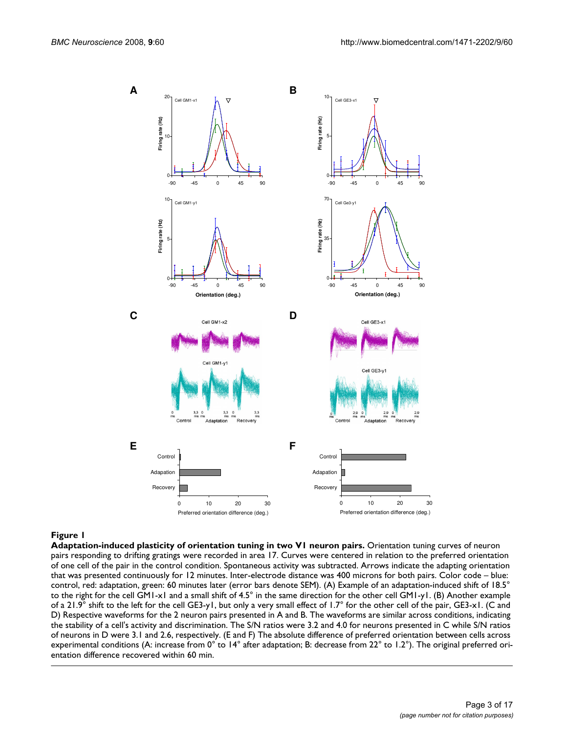**Figure 1**

**Adaptation-induced plasticity of orientation tuning in two V1 neuron pairs.** Orientation tuning curves of neuron pairs responding to drifting gratings were recorded in area 17. Curves were centered in relation to the preferred orientation of one cell of the pair in the control condition. Spontaneous activity was subtracted. Arrows indicate the adapting orientation that was presented continuously for 12 minutes. Inter-electrode distance was 400 microns for both pairs. Color code – blue: control, red: adaptation, green: 60 minutes later (error bars denote SEM). (A) Example of an adaptation-induced shift of 18.5° to the right for the cell GM1-x1 and a small shift of 4.5° in the same direction for the other cell GM1-y1. (B) Another example of a 21.9° shift to the left for the cell GE3-y1, but only a very small effect of 1.7° for the other cell of the pair, GE3-x1. (C and D) Respective waveforms for the 2 neuron pairs presented in A and B. The waveforms are similar across conditions, indicating the stability of a cell's activity and discrimination. The S/N ratios were 3.2 and 4.0 for neurons presented in C while S/N ratios of neurons in D were 3.1 and 2.6, respectively. (E and F) The absolute difference of preferred orientation between cells across experimental conditions (A: increase from 0° to 14° after adaptation; B: decrease from 22° to 1.2°). The original preferred orientation difference recovered within 60 min.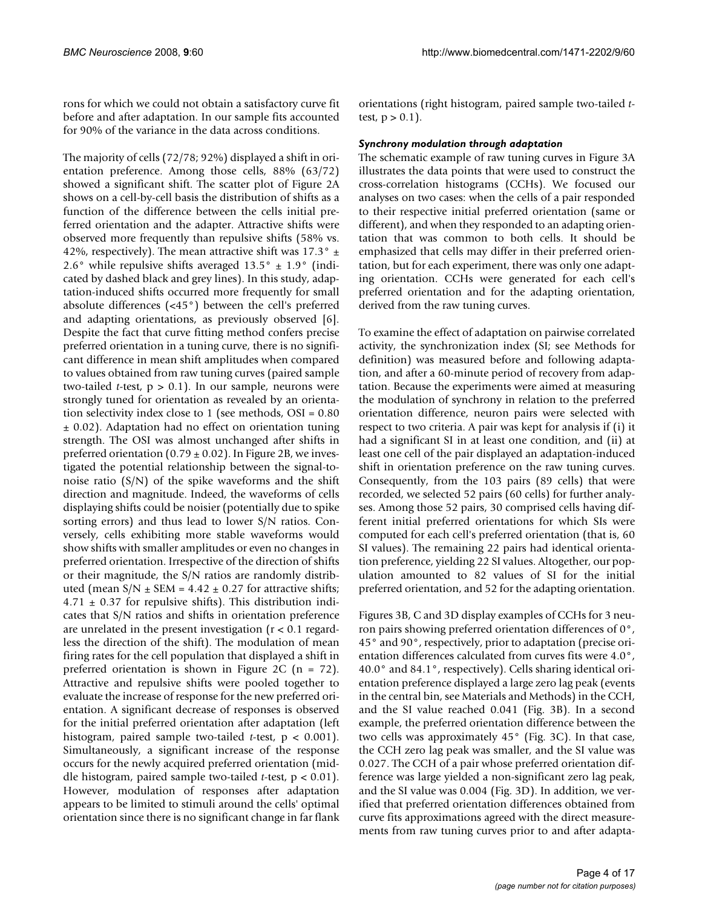rons for which we could not obtain a satisfactory curve fit before and after adaptation. In our sample fits accounted for 90% of the variance in the data across conditions.

The majority of cells (72/78; 92%) displayed a shift in orientation preference. Among those cells, 88% (63/72) showed a significant shift. The scatter plot of Figure 2A shows on a cell-by-cell basis the distribution of shifts as a function of the difference between the cells initial preferred orientation and the adapter. Attractive shifts were observed more frequently than repulsive shifts (58% vs. 42%, respectively). The mean attractive shift was 17.3° ± 2.6° while repulsive shifts averaged 13.5° ± 1.9° (indicated by dashed black and grey lines). In this study, adaptation-induced shifts occurred more frequently for small absolute differences (<45°) between the cell's preferred and adapting orientations, as previously observed [6]. Despite the fact that curve fitting method confers precise preferred orientation in a tuning curve, there is no significant difference in mean shift amplitudes when compared to values obtained from raw tuning curves (paired sample two-tailed *t*-test, $p > 0.1$). In our sample, neurons were strongly tuned for orientation as revealed by an orientation selectivity index close to 1 (see methods, OSI = 0.80 ± 0.02). Adaptation had no effect on orientation tuning strength. The OSI was almost unchanged after shifts in preferred orientation (0.79 ± 0.02). In Figure 2B, we investigated the potential relationship between the signal-to-noise ratio (S/N) of the spike waveforms and the shift direction and magnitude. Indeed, the waveforms of cells displaying shifts could be noisier (potentially due to spike sorting errors) and thus lead to lower S/N ratios. Conversely, cells exhibiting more stable waveforms would show shifts with smaller amplitudes or even no changes in preferred orientation. Irrespective of the direction of shifts or their magnitude, the S/N ratios are randomly distributed (mean S/N ± SEM = 4.42 ± 0.27 for attractive shifts; 4.71 ± 0.37 for repulsive shifts). This distribution indicates that S/N ratios and shifts in orientation preference are unrelated in the present investigation ($r < 0.1$ regardless the direction of the shift). The modulation of mean firing rates for the cell population that displayed a shift in preferred orientation is shown in Figure 2C (n = 72). Attractive and repulsive shifts were pooled together to evaluate the increase of response for the new preferred orientation. A significant decrease of responses is observed for the initial preferred orientation after adaptation (left histogram, paired sample two-tailed *t*-test, $p < 0.001$). Simultaneously, a significant increase of the response occurs for the newly acquired preferred orientation (middle histogram, paired sample two-tailed *t*-test, $p < 0.01$). However, modulation of responses after adaptation appears to be limited to stimuli around the cells' optimal orientation since there is no significant change in far flank orientations (right histogram, paired sample two-tailed *t*-test, $p > 0.1$).

### *Synchrony modulation through adaptation*

The schematic example of raw tuning curves in Figure 3A illustrates the data points that were used to construct the cross-correlation histograms (CCHs). We focused our analyses on two cases: when the cells of a pair responded to their respective initial preferred orientation (same or different), and when they responded to an adapting orientation that was common to both cells. It should be emphasized that cells may differ in their preferred orientation, but for each experiment, there was only one adapting orientation. CCHs were generated for each cell's preferred orientation and for the adapting orientation, derived from the raw tuning curves.

To examine the effect of adaptation on pairwise correlated activity, the synchronization index (SI; see Methods for definition) was measured before and following adaptation, and after a 60-minute period of recovery from adaptation. Because the experiments were aimed at measuring the modulation of synchrony in relation to the preferred orientation difference, neuron pairs were selected with respect to two criteria. A pair was kept for analysis if (i) it had a significant SI in at least one condition, and (ii) at least one cell of the pair displayed an adaptation-induced shift in orientation preference on the raw tuning curves. Consequently, from the 103 pairs (89 cells) that were recorded, we selected 52 pairs (60 cells) for further analyses. Among those 52 pairs, 30 comprised cells having different initial preferred orientations for which SIs were computed for each cell's preferred orientation (that is, 60 SI values). The remaining 22 pairs had identical orientation preference, yielding 22 SI values. Altogether, our population amounted to 82 values of SI for the initial preferred orientation, and 52 for the adapting orientation.

Figures 3B, C and 3D display examples of CCHs for 3 neuron pairs showing preferred orientation differences of 0°, 45° and 90°, respectively, prior to adaptation (precise orientation differences calculated from curves fits were 4.0°, 40.0° and 84.1°, respectively). Cells sharing identical orientation preference displayed a large zero lag peak (events in the central bin, see Materials and Methods) in the CCH, and the SI value reached 0.041 (Fig. 3B). In a second example, the preferred orientation difference between the two cells was approximately 45° (Fig. 3C). In that case, the CCH zero lag peak was smaller, and the SI value was 0.027. The CCH of a pair whose preferred orientation difference was large yielded a non-significant zero lag peak, and the SI value was 0.004 (Fig. 3D). In addition, we verified that preferred orientation differences obtained from curve fits approximations agreed with the direct measurements from raw tuning curves prior to and after adapta-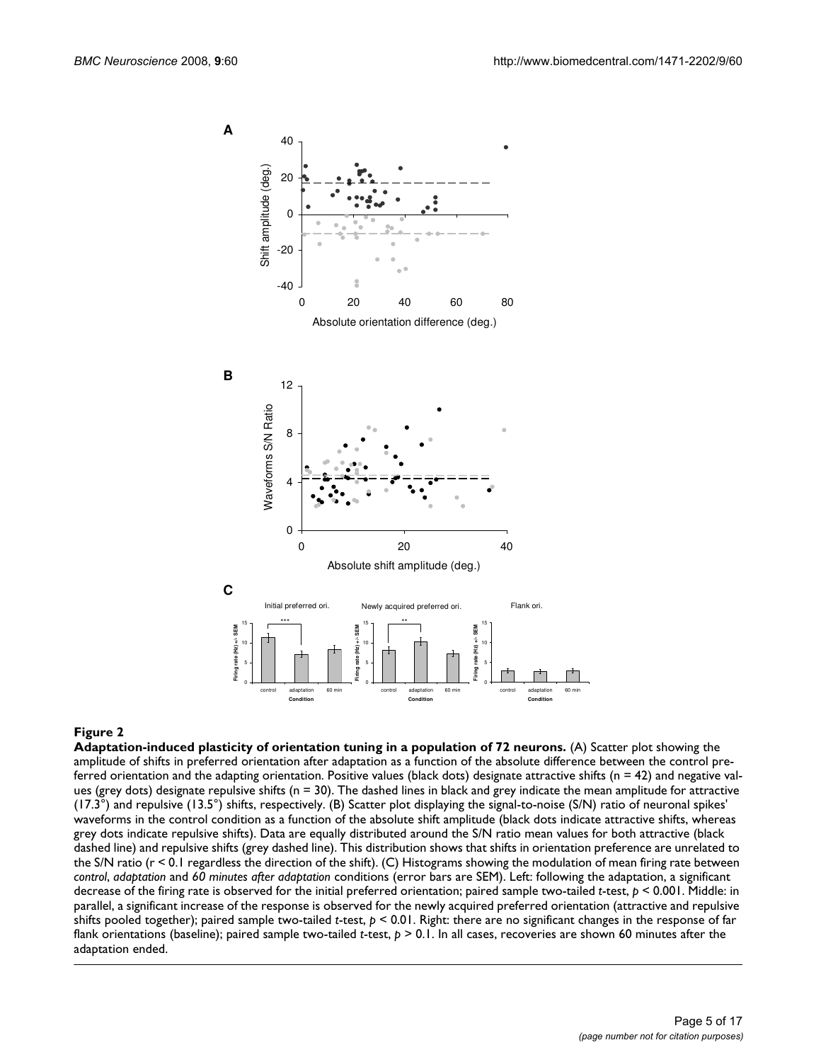**Figure 2**

**Adaptation-induced plasticity of orientation tuning in a population of 72 neurons.** (A) Scatter plot showing the amplitude of shifts in preferred orientation after adaptation as a function of the absolute difference between the control preferred orientation and the adapting orientation. Positive values (black dots) designate attractive shifts (n = 42) and negative values (grey dots) designate repulsive shifts (n = 30). The dashed lines in black and grey indicate the mean amplitude for attractive (17.3°) and repulsive (13.5°) shifts, respectively. (B) Scatter plot displaying the signal-to-noise (S/N) ratio of neuronal spikes' waveforms in the control condition as a function of the absolute shift amplitude (black dots indicate attractive shifts, whereas grey dots indicate repulsive shifts). Data are equally distributed around the S/N ratio mean values for both attractive (black dashed line) and repulsive shifts (grey dashed line). This distribution shows that shifts in orientation preference are unrelated to the S/N ratio ($r < 0.1$ regardless the direction of the shift). (C) Histograms showing the modulation of mean firing rate between *control*, *adaptation* and *60 minutes after adaptation* conditions (error bars are SEM). Left: following the adaptation, a significant decrease of the firing rate is observed for the initial preferred orientation; paired sample two-tailed *t*-test, $p < 0.001$. Middle: in parallel, a significant increase of the response is observed for the newly acquired preferred orientation (attractive and repulsive shifts pooled together); paired sample two-tailed *t*-test, $p < 0.01$. Right: there are no significant changes in the response of far flank orientations (baseline); paired sample two-tailed *t*-test, $p > 0.1$. In all cases, recoveries are shown 60 minutes after the adaptation ended.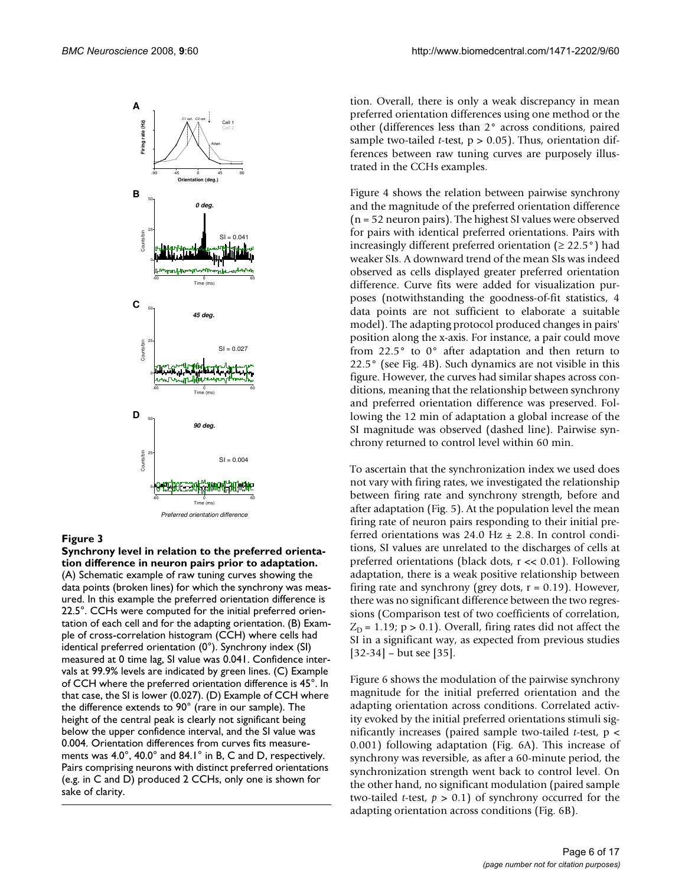**Figure 3**

**Synchrony level in relation to the preferred orientation difference in neuron pairs prior to adaptation.** (A) Schematic example of raw tuning curves showing the data points (broken lines) for which the synchrony was measured. In this example the preferred orientation difference is 22.5°. CCHs were computed for the initial preferred orientation of each cell and for the adapting orientation. (B) Example of cross-correlation histogram (CCH) where cells had identical preferred orientation (0°). Synchrony index (SI) measured at 0 time lag, SI value was 0.041. Confidence intervals at 99.9% levels are indicated by green lines. (C) Example of CCH where the preferred orientation difference is 45°. In that case, the SI is lower (0.027). (D) Example of CCH where the difference extends to 90° (rare in our sample). The height of the central peak is clearly not significant being below the upper confidence interval, and the SI value was 0.004. Orientation differences from curves fits measurements was 4.0°, 40.0° and 84.1° in B, C and D, respectively. Pairs comprising neurons with distinct preferred orientations (e.g. in C and D) produced 2 CCHs, only one is shown for sake of clarity.

tion. Overall, there is only a weak discrepancy in mean preferred orientation differences using one method or the other (differences less than 2° across conditions, paired sample two-tailed *t*-test, $p > 0.05$). Thus, orientation differences between raw tuning curves are purposely illustrated in the CCHs examples.

Figure 4 shows the relation between pairwise synchrony and the magnitude of the preferred orientation difference ($n = 52$ neuron pairs). The highest SI values were observed for pairs with identical preferred orientations. Pairs with increasingly different preferred orientation (≥ 22.5°) had weaker SIs. A downward trend of the mean SIs was indeed observed as cells displayed greater preferred orientation difference. Curve fits were added for visualization purposes (notwithstanding the goodness-of-fit statistics, 4 data points are not sufficient to elaborate a suitable model). The adapting protocol produced changes in pairs' position along the x-axis. For instance, a pair could move from 22.5° to 0° after adaptation and then return to 22.5° (see Fig. 4B). Such dynamics are not visible in this figure. However, the curves had similar shapes across conditions, meaning that the relationship between synchrony and preferred orientation difference was preserved. Following the 12 min of adaptation a global increase of the SI magnitude was observed (dashed line). Pairwise synchrony returned to control level within 60 min.

To ascertain that the synchronization index we used does not vary with firing rates, we investigated the relationship between firing rate and synchrony strength, before and after adaptation (Fig. 5). At the population level the mean firing rate of neuron pairs responding to their initial preferred orientations was 24.0 Hz ± 2.8. In control conditions, SI values are unrelated to the discharges of cells at preferred orientations (black dots, $r << 0.01$). Following adaptation, there is a weak positive relationship between firing rate and synchrony (grey dots, $r = 0.19$). However, there was no significant difference between the two regressions (Comparison test of two coefficients of correlation, $Z_D = 1.19$; $p > 0.1$). Overall, firing rates did not affect the SI in a significant way, as expected from previous studies [32-34] – but see [35].

Figure 6 shows the modulation of the pairwise synchrony magnitude for the initial preferred orientation and the adapting orientation across conditions. Correlated activity evoked by the initial preferred orientations stimuli significantly increases (paired sample two-tailed *t*-test, $p < 0.001$) following adaptation (Fig. 6A). This increase of synchrony was reversible, as after a 60-minute period, the synchronization strength went back to control level. On the other hand, no significant modulation (paired sample two-tailed *t*-test, $p > 0.1$) of synchrony occurred for the adapting orientation across conditions (Fig. 6B).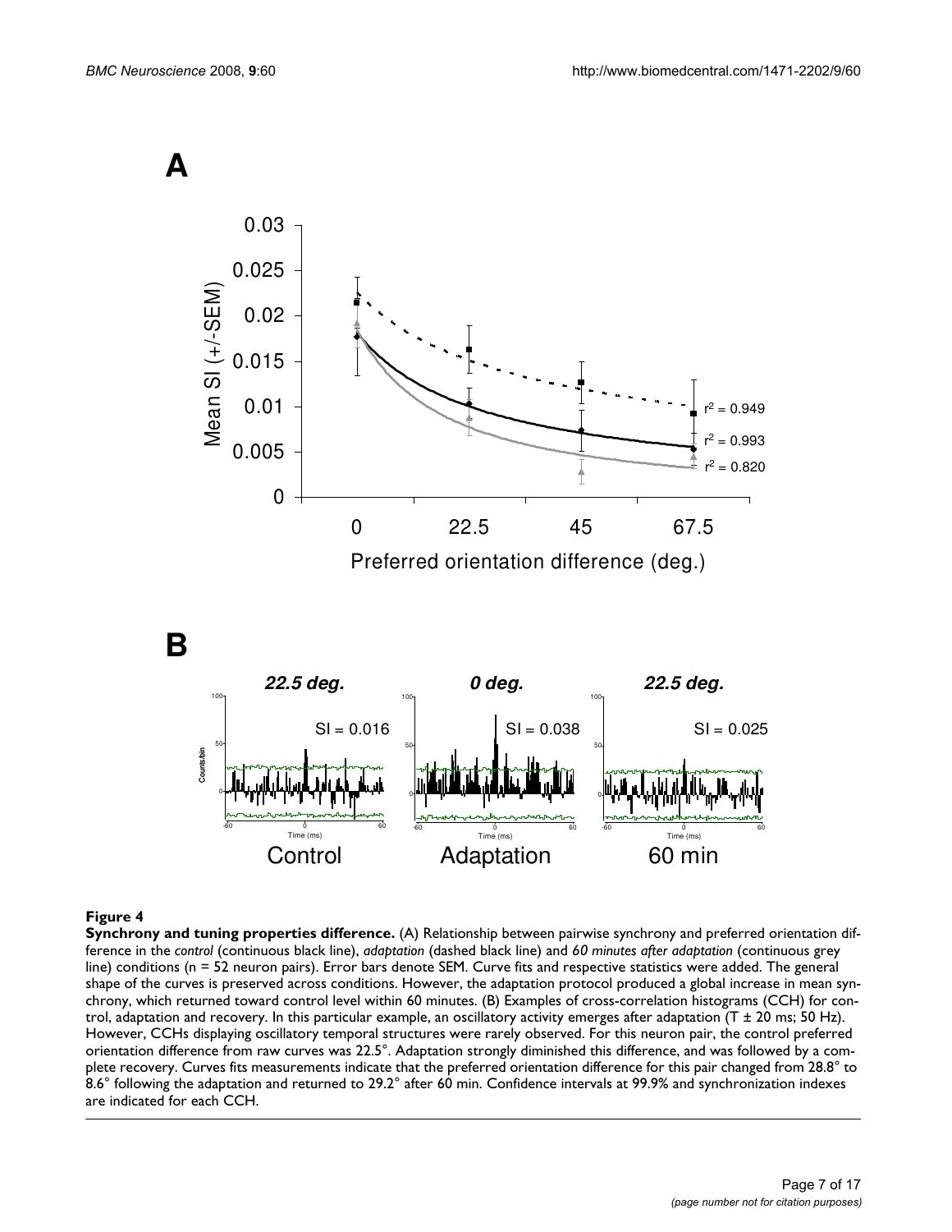**Figure 4**

**Synchrony and tuning properties difference.** (A) Relationship between pairwise synchrony and preferred orientation difference in the *control* (continuous black line), *adaptation* (dashed black line) and *60 minutes after adaptation* (continuous grey line) conditions (n = 52 neuron pairs). Error bars denote SEM. Curve fits and respective statistics were added. The general shape of the curves is preserved across conditions. However, the adaptation protocol produced a global increase in mean synchrony, which returned toward control level within 60 minutes. (B) Examples of cross-correlation histograms (CCH) for control, adaptation and recovery. In this particular example, an oscillatory activity emerges after adaptation (T ± 20 ms; 50 Hz). However, CCHs displaying oscillatory temporal structures were rarely observed. For this neuron pair, the control preferred orientation difference from raw curves was 22.5°. Adaptation strongly diminished this difference, and was followed by a complete recovery. Curves fits measurements indicate that the preferred orientation difference for this pair changed from 28.8° to 8.6° following the adaptation and returned to 29.2° after 60 min. Confidence intervals at 99.9% and synchronization indexes are indicated for each CCH.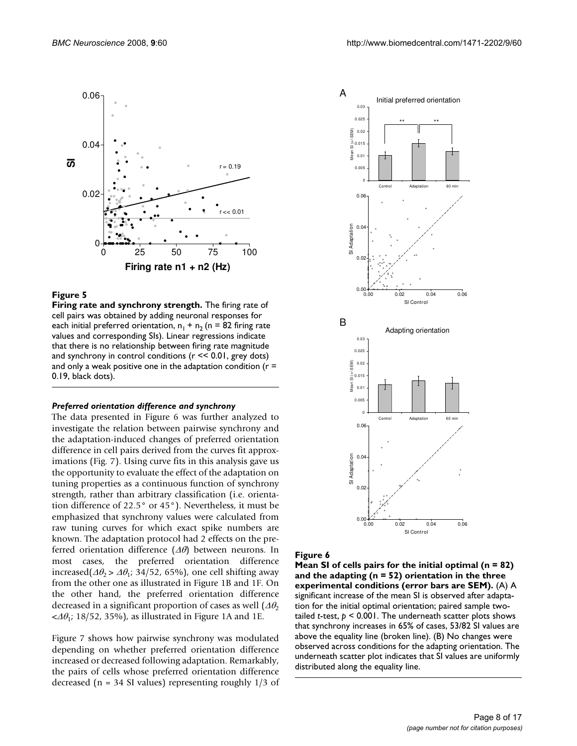**Figure 5**

**Firing rate and synchrony strength.** The firing rate of cell pairs was obtained by adding neuronal responses for each initial preferred orientation, $n_1 + n_2$ (n = 82 firing rate values and corresponding SIs). Linear regressions indicate that there is no relationship between firing rate magnitude and synchrony in control conditions ($r << 0.01$, grey dots) and only a weak positive one in the adaptation condition ($r = 0.19$, black dots).

### *Preferred orientation difference and synchrony*

The data presented in Figure 6 was further analyzed to investigate the relation between pairwise synchrony and the adaptation-induced changes of preferred orientation difference in cell pairs derived from the curves fit approximations (Fig. 7). Using curve fits in this analysis gave us the opportunity to evaluate the effect of the adaptation on tuning properties as a continuous function of synchrony strength, rather than arbitrary classification (i.e. orientation difference of 22.5° or 45°). Nevertheless, it must be emphasized that synchrony values were calculated from raw tuning curves for which exact spike numbers are known. The adaptation protocol had 2 effects on the preferred orientation difference ($\Delta\theta$) between neurons. In most cases, the preferred orientation difference increased($\Delta\theta_2 > \Delta\theta_1$; 34/52, 65%), one cell shifting away from the other one as illustrated in Figure 1B and 1F. On the other hand, the preferred orientation difference decreased in a significant proportion of cases as well ($\Delta\theta_2 < \Delta\theta_1$; 18/52, 35%), as illustrated in Figure 1A and 1E.

Figure 7 shows how pairwise synchrony was modulated depending on whether preferred orientation difference increased or decreased following adaptation. Remarkably, the pairs of cells whose preferred orientation difference decreased (n = 34 SI values) representing roughly 1/3 of

**Figure 6**

**Mean SI of cells pairs for the initial optimal (n = 82) and the adapting (n = 52) orientation in the three experimental conditions (error bars are SEM).** (A) A significant increase of the mean SI is observed after adaptation for the initial optimal orientation; paired sample two-tailed *t*-test, $p < 0.001$. The underneath scatter plots shows that synchrony increases in 65% of cases, 53/82 SI values are above the equality line (broken line). (B) No changes were observed across conditions for the adapting orientation. The underneath scatter plot indicates that SI values are uniformly distributed along the equality line.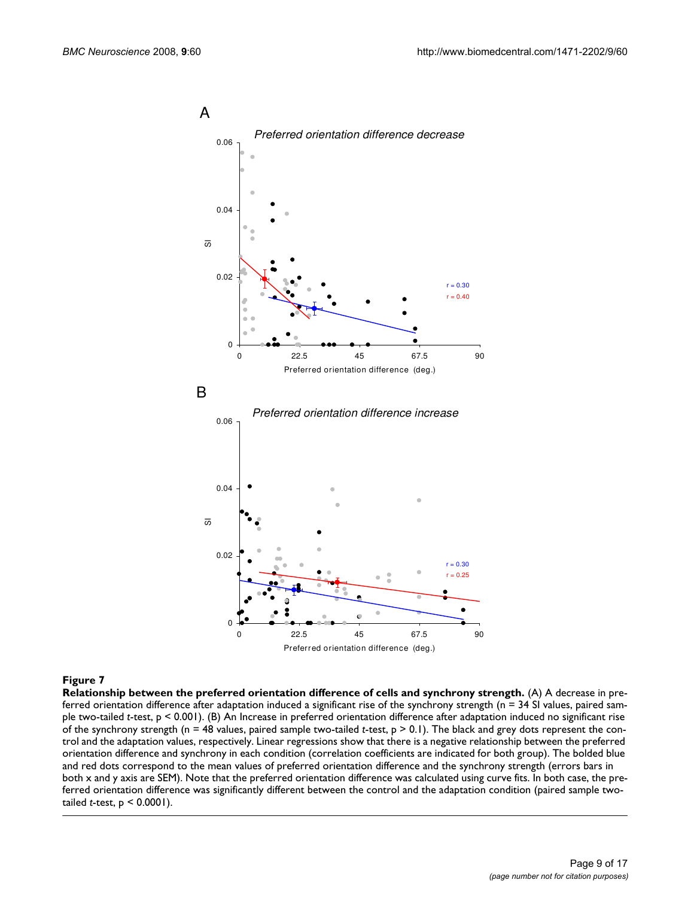**Figure 7**

**Relationship between the preferred orientation difference of cells and synchrony strength.** (A) A decrease in preferred orientation difference after adaptation induced a significant rise of the synchrony strength (n = 34 SI values, paired sample two-tailed *t*-test, $p < 0.001$). (B) An Increase in preferred orientation difference after adaptation induced no significant rise of the synchrony strength (n = 48 values, paired sample two-tailed *t*-test, $p > 0.1$). The black and grey dots represent the control and the adaptation values, respectively. Linear regressions show that there is a negative relationship between the preferred orientation difference and synchrony in each condition (correlation coefficients are indicated for both group). The bolded blue and red dots correspond to the mean values of preferred orientation difference and the synchrony strength (errors bars in both x and y axis are SEM). Note that the preferred orientation difference was calculated using curve fits. In both case, the preferred orientation difference was significantly different between the control and the adaptation condition (paired sample two-tailed *t*-test, $p < 0.0001$).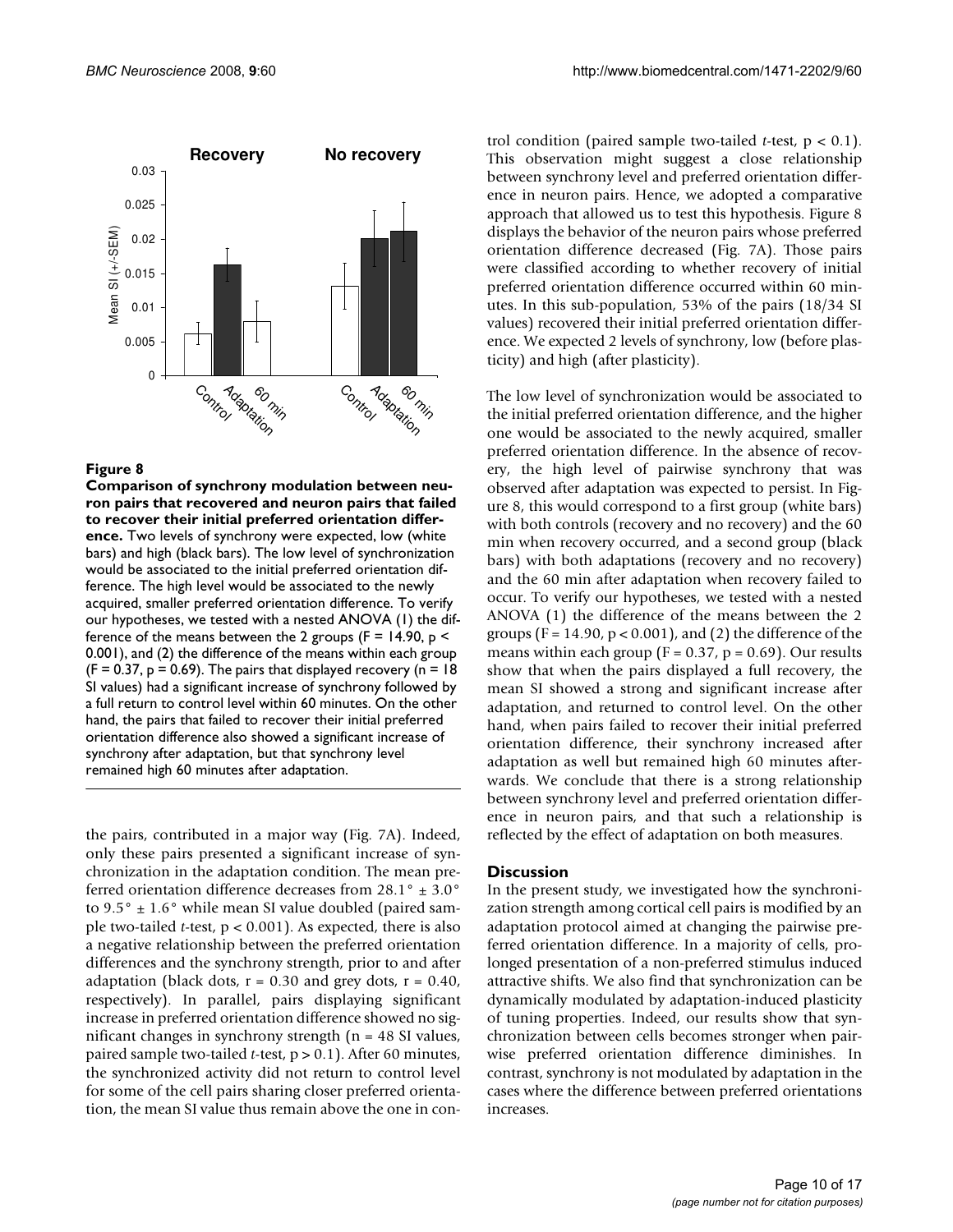**Figure 8**

**Comparison of synchrony modulation between neuron pairs that recovered and neuron pairs that failed to recover their initial preferred orientation difference.** Two levels of synchrony were expected, low (white bars) and high (black bars). The low level of synchronization would be associated to the initial preferred orientation difference. The high level would be associated to the newly acquired, smaller preferred orientation difference. To verify our hypotheses, we tested with a nested ANOVA (1) the difference of the means between the 2 groups ($F = 14.90$, $p < 0.001$), and (2) the difference of the means within each group ($F = 0.37$, $p = 0.69$). The pairs that displayed recovery ($n = 18$ SI values) had a significant increase of synchrony followed by a full return to control level within 60 minutes. On the other hand, the pairs that failed to recover their initial preferred orientation difference also showed a significant increase of synchrony after adaptation, but that synchrony level remained high 60 minutes after adaptation.

the pairs, contributed in a major way (Fig. 7A). Indeed, only these pairs presented a significant increase of synchronization in the adaptation condition. The mean preferred orientation difference decreases from 28.1° ± 3.0° to 9.5° ± 1.6° while mean SI value doubled (paired sample two-tailed *t*-test, $p < 0.001$). As expected, there is also a negative relationship between the preferred orientation differences and the synchrony strength, prior to and after adaptation (black dots, $r = 0.30$ and grey dots, $r = 0.40$, respectively). In parallel, pairs displaying significant increase in preferred orientation difference showed no significant changes in synchrony strength ($n = 48$ SI values, paired sample two-tailed *t*-test, $p > 0.1$). After 60 minutes, the synchronized activity did not return to control level for some of the cell pairs sharing closer preferred orientation, the mean SI value thus remain above the one in control condition (paired sample two-tailed *t*-test, $p < 0.1$). This observation might suggest a close relationship between synchrony level and preferred orientation difference in neuron pairs. Hence, we adopted a comparative approach that allowed us to test this hypothesis. Figure 8 displays the behavior of the neuron pairs whose preferred orientation difference decreased (Fig. 7A). Those pairs were classified according to whether recovery of initial preferred orientation difference occurred within 60 minutes. In this sub-population, 53% of the pairs (18/34 SI values) recovered their initial preferred orientation difference. We expected 2 levels of synchrony, low (before plasticity) and high (after plasticity).

The low level of synchronization would be associated to the initial preferred orientation difference, and the higher one would be associated to the newly acquired, smaller preferred orientation difference. In the absence of recovery, the high level of pairwise synchrony that was observed after adaptation was expected to persist. In Figure 8, this would correspond to a first group (white bars) with both controls (recovery and no recovery) and the 60 min when recovery occurred, and a second group (black bars) with both adaptations (recovery and no recovery) and the 60 min after adaptation when recovery failed to occur. To verify our hypotheses, we tested with a nested ANOVA (1) the difference of the means between the 2 groups ($F = 14.90$, $p < 0.001$), and (2) the difference of the means within each group ($F = 0.37$, $p = 0.69$). Our results show that when the pairs displayed a full recovery, the mean SI showed a strong and significant increase after adaptation, and returned to control level. On the other hand, when pairs failed to recover their initial preferred orientation difference, their synchrony increased after adaptation as well but remained high 60 minutes afterwards. We conclude that there is a strong relationship between synchrony level and preferred orientation difference in neuron pairs, and that such a relationship is reflected by the effect of adaptation on both measures.

## Discussion

In the present study, we investigated how the synchronization strength among cortical cell pairs is modified by an adaptation protocol aimed at changing the pairwise preferred orientation difference. In a majority of cells, prolonged presentation of a non-preferred stimulus induced attractive shifts. We also find that synchronization can be dynamically modulated by adaptation-induced plasticity of tuning properties. Indeed, our results show that synchronization between cells becomes stronger when pairwise preferred orientation difference diminishes. In contrast, synchrony is not modulated by adaptation in the cases where the difference between preferred orientations increases.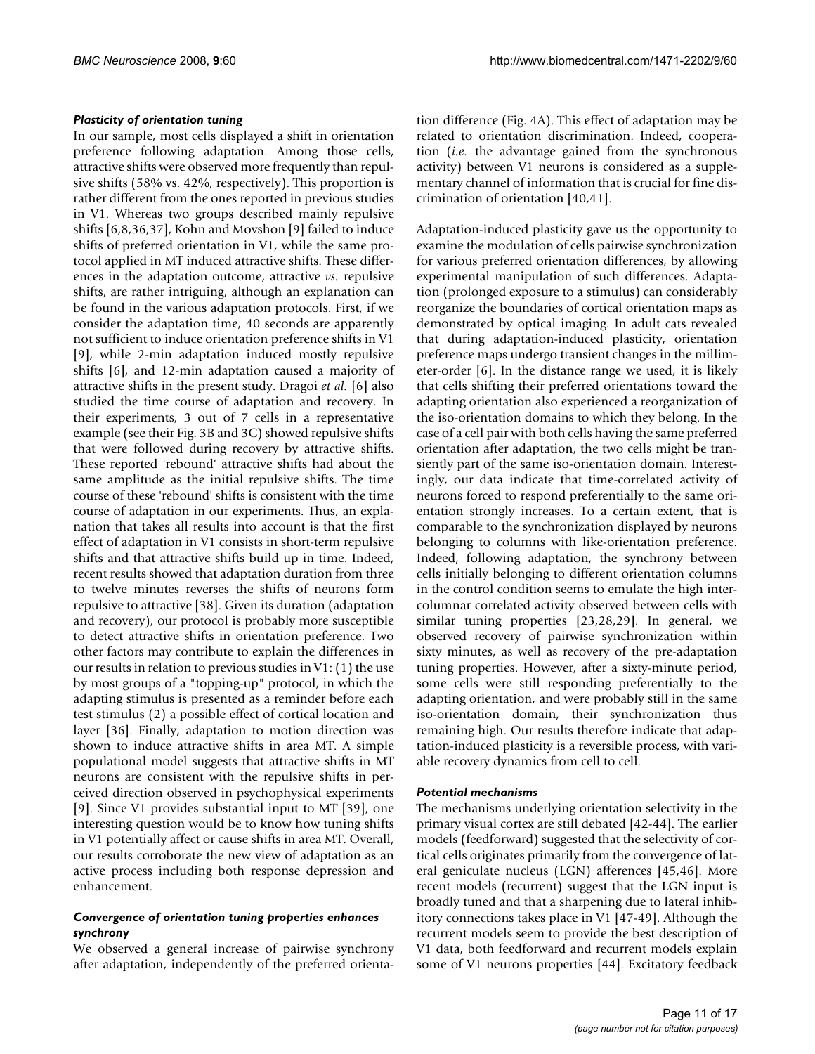### *Plasticity of orientation tuning*

In our sample, most cells displayed a shift in orientation preference following adaptation. Among those cells, attractive shifts were observed more frequently than repulsive shifts (58% vs. 42%, respectively). This proportion is rather different from the ones reported in previous studies in V1. Whereas two groups described mainly repulsive shifts [6,8,36,37], Kohn and Movshon [9] failed to induce shifts of preferred orientation in V1, while the same protocol applied in MT induced attractive shifts. These differences in the adaptation outcome, attractive *vs.* repulsive shifts, are rather intriguing, although an explanation can be found in the various adaptation protocols. First, if we consider the adaptation time, 40 seconds are apparently not sufficient to induce orientation preference shifts in V1 [9], while 2-min adaptation induced mostly repulsive shifts [6], and 12-min adaptation caused a majority of attractive shifts in the present study. Dragoi *et al.* [6] also studied the time course of adaptation and recovery. In their experiments, 3 out of 7 cells in a representative example (see their Fig. 3B and 3C) showed repulsive shifts that were followed during recovery by attractive shifts. These reported 'rebound' attractive shifts had about the same amplitude as the initial repulsive shifts. The time course of these 'rebound' shifts is consistent with the time course of adaptation in our experiments. Thus, an explanation that takes all results into account is that the first effect of adaptation in V1 consists in short-term repulsive shifts and that attractive shifts build up in time. Indeed, recent results showed that adaptation duration from three to twelve minutes reverses the shifts of neurons form repulsive to attractive [38]. Given its duration (adaptation and recovery), our protocol is probably more susceptible to detect attractive shifts in orientation preference. Two other factors may contribute to explain the differences in our results in relation to previous studies in V1: (1) the use by most groups of a "topping-up" protocol, in which the adapting stimulus is presented as a reminder before each test stimulus (2) a possible effect of cortical location and layer [36]. Finally, adaptation to motion direction was shown to induce attractive shifts in area MT. A simple populational model suggests that attractive shifts in MT neurons are consistent with the repulsive shifts in perceived direction observed in psychophysical experiments [9]. Since V1 provides substantial input to MT [39], one interesting question would be to know how tuning shifts in V1 potentially affect or cause shifts in area MT. Overall, our results corroborate the new view of adaptation as an active process including both response depression and enhancement.

### *Convergence of orientation tuning properties enhances synchrony*

We observed a general increase of pairwise synchrony after adaptation, independently of the preferred orientation difference (Fig. 4A). This effect of adaptation may be related to orientation discrimination. Indeed, cooperation (*i.e.* the advantage gained from the synchronous activity) between V1 neurons is considered as a supplementary channel of information that is crucial for fine discrimination of orientation [40,41].

Adaptation-induced plasticity gave us the opportunity to examine the modulation of cells pairwise synchronization for various preferred orientation differences, by allowing experimental manipulation of such differences. Adaptation (prolonged exposure to a stimulus) can considerably reorganize the boundaries of cortical orientation maps as demonstrated by optical imaging. In adult cats revealed that during adaptation-induced plasticity, orientation preference maps undergo transient changes in the millimeter-order [6]. In the distance range we used, it is likely that cells shifting their preferred orientations toward the adapting orientation also experienced a reorganization of the iso-orientation domains to which they belong. In the case of a cell pair with both cells having the same preferred orientation after adaptation, the two cells might be transiently part of the same iso-orientation domain. Interestingly, our data indicate that time-correlated activity of neurons forced to respond preferentially to the same orientation strongly increases. To a certain extent, that is comparable to the synchronization displayed by neurons belonging to columns with like-orientation preference. Indeed, following adaptation, the synchrony between cells initially belonging to different orientation columns in the control condition seems to emulate the high intercolumnar correlated activity observed between cells with similar tuning properties [23,28,29]. In general, we observed recovery of pairwise synchronization within sixty minutes, as well as recovery of the pre-adaptation tuning properties. However, after a sixty-minute period, some cells were still responding preferentially to the adapting orientation, and were probably still in the same iso-orientation domain, their synchronization thus remaining high. Our results therefore indicate that adaptation-induced plasticity is a reversible process, with variable recovery dynamics from cell to cell.

### *Potential mechanisms*

The mechanisms underlying orientation selectivity in the primary visual cortex are still debated [42-44]. The earlier models (feedforward) suggested that the selectivity of cortical cells originates primarily from the convergence of lateral geniculate nucleus (LGN) afferences [45,46]. More recent models (recurrent) suggest that the LGN input is broadly tuned and that a sharpening due to lateral inhibitory connections takes place in V1 [47-49]. Although the recurrent models seem to provide the best description of V1 data, both feedforward and recurrent models explain some of V1 neurons properties [44]. Excitatory feedback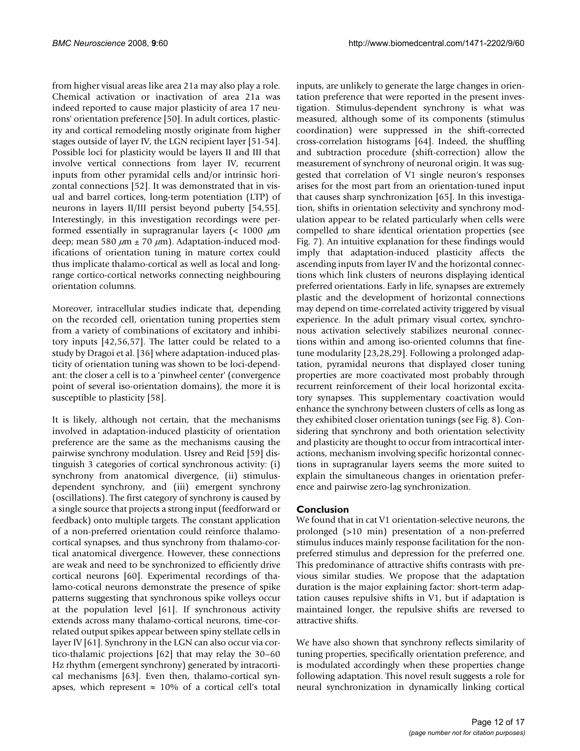from higher visual areas like area 21a may also play a role. Chemical activation or inactivation of area 21a was indeed reported to cause major plasticity of area 17 neurons' orientation preference [50]. In adult cortices, plasticity and cortical remodeling mostly originate from higher stages outside of layer IV, the LGN recipient layer [51-54]. Possible loci for plasticity would be layers II and III that involve vertical connections from layer IV, recurrent inputs from other pyramidal cells and/or intrinsic horizontal connections [52]. It was demonstrated that in visual and barrel cortices, long-term potentiation (LTP) of neurons in layers II/III persist beyond puberty [54,55]. Interestingly, in this investigation recordings were performed essentially in supragranular layers (< 1000 $\mu$m deep; mean 580 $\mu$m ± 70 $\mu$m). Adaptation-induced modifications of orientation tuning in mature cortex could thus implicate thalamo-cortical as well as local and long-range cortico-cortical networks connecting neighbouring orientation columns.

Moreover, intracellular studies indicate that, depending on the recorded cell, orientation tuning properties stem from a variety of combinations of excitatory and inhibitory inputs [42,56,57]. The latter could be related to a study by Dragoi et al. [36] where adaptation-induced plasticity of orientation tuning was shown to be loci-dependant: the closer a cell is to a 'pinwheel center' (convergence point of several iso-orientation domains), the more it is susceptible to plasticity [58].

It is likely, although not certain, that the mechanisms involved in adaptation-induced plasticity of orientation preference are the same as the mechanisms causing the pairwise synchrony modulation. Usrey and Reid [59] distinguish 3 categories of cortical synchronous activity: (i) synchrony from anatomical divergence, (ii) stimulus-dependent synchrony, and (iii) emergent synchrony (oscillations). The first category of synchrony is caused by a single source that projects a strong input (feedforward or feedback) onto multiple targets. The constant application of a non-preferred orientation could reinforce thalamo-cortical synapses, and thus synchrony from thalamo-cortical anatomical divergence. However, these connections are weak and need to be synchronized to efficiently drive cortical neurons [60]. Experimental recordings of thalamo-cotical neurons demonstrate the presence of spike patterns suggesting that synchronous spike volleys occur at the population level [61]. If synchronous activity extends across many thalamo-cortical neurons, time-correlated output spikes appear between spiny stellate cells in layer IV [61]. Synchrony in the LGN can also occur via cortico-thalamic projections [62] that may relay the 30–60 Hz rhythm (emergent synchrony) generated by intracortical mechanisms [63]. Even then, thalamo-cortical synapses, which represent ≈ 10% of a cortical cell's total inputs, are unlikely to generate the large changes in orientation preference that were reported in the present investigation. Stimulus-dependent synchrony is what was measured, although some of its components (stimulus coordination) were suppressed in the shift-corrected cross-correlation histograms [64]. Indeed, the shuffling and subtraction procedure (shift-correction) allow the measurement of synchrony of neuronal origin. It was suggested that correlation of V1 single neuron's responses arises for the most part from an orientation-tuned input that causes sharp synchronization [65]. In this investigation, shifts in orientation selectivity and synchrony modulation appear to be related particularly when cells were compelled to share identical orientation properties (see Fig. 7). An intuitive explanation for these findings would imply that adaptation-induced plasticity affects the ascending inputs from layer IV and the horizontal connections which link clusters of neurons displaying identical preferred orientations. Early in life, synapses are extremely plastic and the development of horizontal connections may depend on time-correlated activity triggered by visual experience. In the adult primary visual cortex, synchronous activation selectively stabilizes neuronal connections within and among iso-oriented columns that fine-tune modularity [23,28,29]. Following a prolonged adaptation, pyramidal neurons that displayed closer tuning properties are more coactivated most probably through recurrent reinforcement of their local horizontal excitatory synapses. This supplementary coactivation would enhance the synchrony between clusters of cells as long as they exhibited closer orientation tunings (see Fig. 8). Considering that synchrony and both orientation selectivity and plasticity are thought to occur from intracortical interactions, mechanism involving specific horizontal connections in supragranular layers seems the more suited to explain the simultaneous changes in orientation preference and pairwise zero-lag synchronization.

## Conclusion

We found that in cat V1 orientation-selective neurons, the prolonged (>10 min) presentation of a non-preferred stimulus induces mainly response facilitation for the non-preferred stimulus and depression for the preferred one. This predominance of attractive shifts contrasts with previous similar studies. We propose that the adaptation duration is the major explaining factor: short-term adaptation causes repulsive shifts in V1, but if adaptation is maintained longer, the repulsive shifts are reversed to attractive shifts.

We have also shown that synchrony reflects similarity of tuning properties, specifically orientation preference, and is modulated accordingly when these properties change following adaptation. This novel result suggests a role for neural synchronization in dynamically linking cortical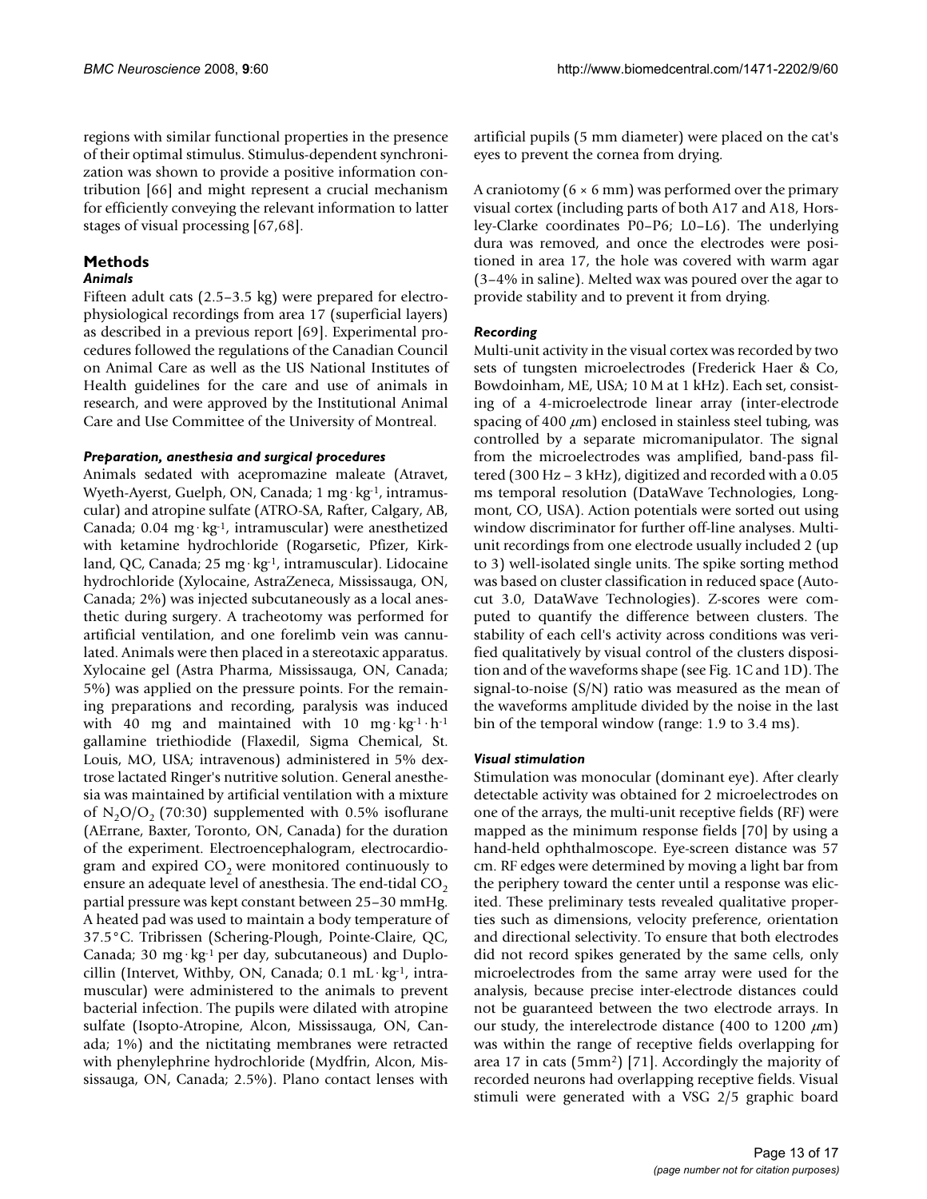regions with similar functional properties in the presence of their optimal stimulus. Stimulus-dependent synchronization was shown to provide a positive information contribution [66] and might represent a crucial mechanism for efficiently conveying the relevant information to latter stages of visual processing [67,68].

## Methods

### *Animals*

Fifteen adult cats (2.5–3.5 kg) were prepared for electrophysiological recordings from area 17 (superficial layers) as described in a previous report [69]. Experimental procedures followed the regulations of the Canadian Council on Animal Care as well as the US National Institutes of Health guidelines for the care and use of animals in research, and were approved by the Institutional Animal Care and Use Committee of the University of Montreal.

### *Preparation, anesthesia and surgical procedures*

Animals sedated with acepromazine maleate (Atravet, Wyeth-Ayerst, Guelph, ON, Canada; 1 $mg \cdot kg^{-1}$, intramuscular) and atropine sulfate (ATRO-SA, Rafter, Calgary, AB, Canada; 0.04 $mg \cdot kg^{-1}$, intramuscular) were anesthetized with ketamine hydrochloride (Rogarsetic, Pfizer, Kirkland, QC, Canada; 25 $mg \cdot kg^{-1}$, intramuscular). Lidocaine hydrochloride (Xylocaine, AstraZeneca, Mississauga, ON, Canada; 2%) was injected subcutaneously as a local anesthetic during surgery. A tracheotomy was performed for artificial ventilation, and one forelimb vein was cannulated. Animals were then placed in a stereotaxic apparatus. Xylocaine gel (Astra Pharma, Mississauga, ON, Canada; 5%) was applied on the pressure points. For the remaining preparations and recording, paralysis was induced with 40 mg and maintained with 10 $mg \cdot kg^{-1} \cdot h^{-1}$ gallamine triethiodide (Flaxedil, Sigma Chemical, St. Louis, MO, USA; intravenous) administered in 5% dextrose lactated Ringer's nutritive solution. General anesthesia was maintained by artificial ventilation with a mixture of $N_2O/O_2$ (70:30) supplemented with 0.5% isoflurane (AErrane, Baxter, Toronto, ON, Canada) for the duration of the experiment. Electroencephalogram, electrocardiogram and expired $CO_2$ were monitored continuously to ensure an adequate level of anesthesia. The end-tidal $CO_2$ partial pressure was kept constant between 25–30 mmHg. A heated pad was used to maintain a body temperature of 37.5°C. Tribrissen (Schering-Plough, Pointe-Claire, QC, Canada; 30 $mg \cdot kg^{-1}$ per day, subcutaneous) and Duplocillin (Intervet, Withby, ON, Canada; 0.1 $mL \cdot kg^{-1}$, intramuscular) were administered to the animals to prevent bacterial infection. The pupils were dilated with atropine sulfate (Isopto-Atropine, Alcon, Mississauga, ON, Canada; 1%) and the nictitating membranes were retracted with phenylephrine hydrochloride (Mydfrin, Alcon, Mississauga, ON, Canada; 2.5%). Plano contact lenses with artificial pupils (5 mm diameter) were placed on the cat's eyes to prevent the cornea from drying.

A craniotomy (6 × 6 mm) was performed over the primary visual cortex (including parts of both A17 and A18, Horsley-Clarke coordinates P0–P6; L0–L6). The underlying dura was removed, and once the electrodes were positioned in area 17, the hole was covered with warm agar (3–4% in saline). Melted wax was poured over the agar to provide stability and to prevent it from drying.

### *Recording*

Multi-unit activity in the visual cortex was recorded by two sets of tungsten microelectrodes (Frederick Haer & Co, Bowdoinham, ME, USA; 10 M at 1 kHz). Each set, consisting of a 4-microelectrode linear array (inter-electrode spacing of 400 $\mu$m) enclosed in stainless steel tubing, was controlled by a separate micromanipulator. The signal from the microelectrodes was amplified, band-pass filtered (300 Hz – 3 kHz), digitized and recorded with a 0.05 ms temporal resolution (DataWave Technologies, Longmont, CO, USA). Action potentials were sorted out using window discriminator for further off-line analyses. Multi-unit recordings from one electrode usually included 2 (up to 3) well-isolated single units. The spike sorting method was based on cluster classification in reduced space (Autocut 3.0, DataWave Technologies). Z-scores were computed to quantify the difference between clusters. The stability of each cell's activity across conditions was verified qualitatively by visual control of the clusters disposition and of the waveforms shape (see Fig. 1C and 1D). The signal-to-noise (S/N) ratio was measured as the mean of the waveforms amplitude divided by the noise in the last bin of the temporal window (range: 1.9 to 3.4 ms).

### *Visual stimulation*

Stimulation was monocular (dominant eye). After clearly detectable activity was obtained for 2 microelectrodes on one of the arrays, the multi-unit receptive fields (RF) were mapped as the minimum response fields [70] by using a hand-held ophthalmoscope. Eye-screen distance was 57 cm. RF edges were determined by moving a light bar from the periphery toward the center until a response was elicited. These preliminary tests revealed qualitative properties such as dimensions, velocity preference, orientation and directional selectivity. To ensure that both electrodes did not record spikes generated by the same cells, only microelectrodes from the same array were used for the analysis, because precise inter-electrode distances could not be guaranteed between the two electrode arrays. In our study, the interelectrode distance (400 to 1200 $\mu$m) was within the range of receptive fields overlapping for area 17 in cats ($5 mm^2$) [71]. Accordingly the majority of recorded neurons had overlapping receptive fields. Visual stimuli were generated with a VSG 2/5 graphic board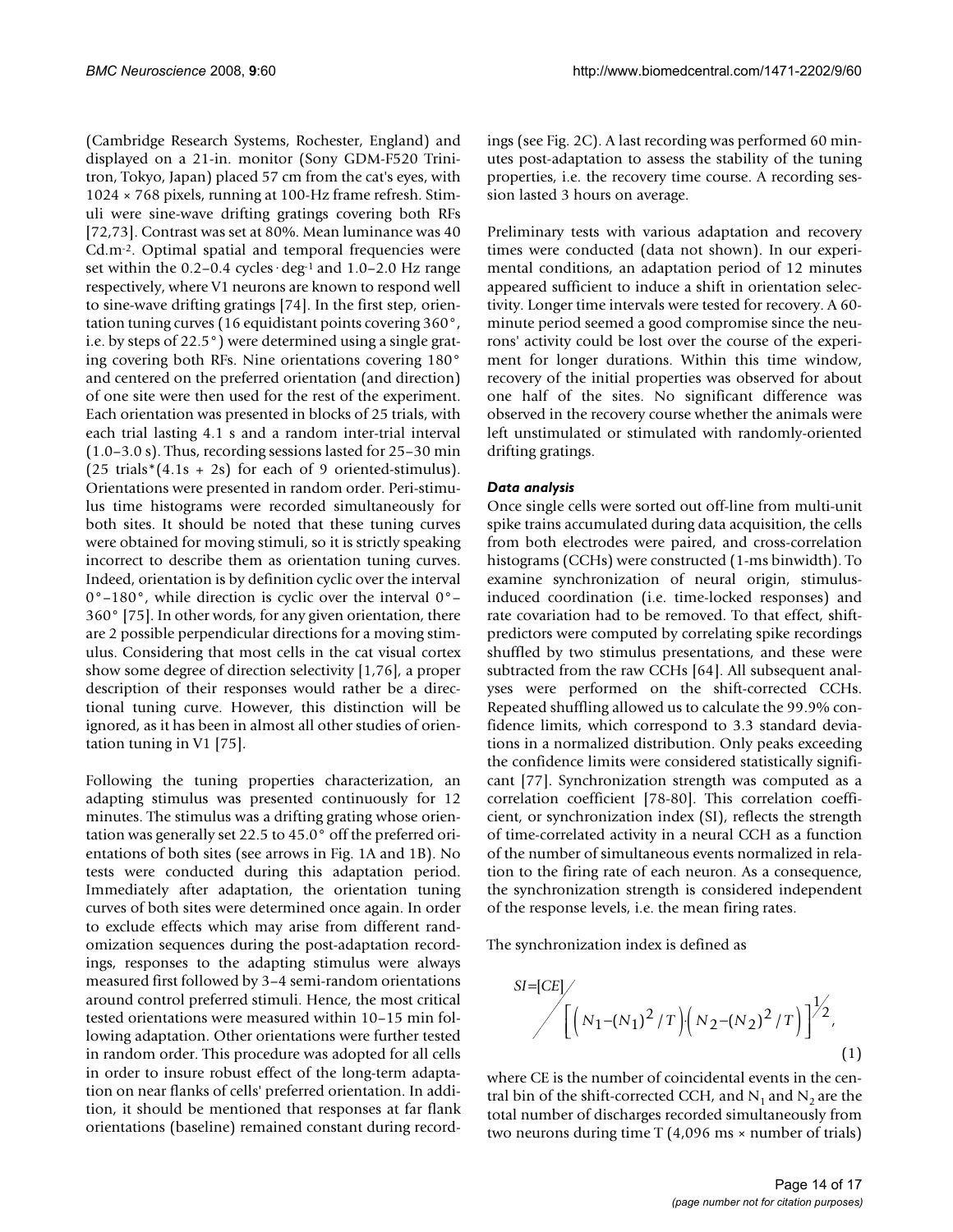(Cambridge Research Systems, Rochester, England) and displayed on a 21-in. monitor (Sony GDM-F520 Trinitron, Tokyo, Japan) placed 57 cm from the cat's eyes, with 1024 × 768 pixels, running at 100-Hz frame refresh. Stimuli were sine-wave drifting gratings covering both RFs [72,73]. Contrast was set at 80%. Mean luminance was 40 Cd.m[-2]. Optimal spatial and temporal frequencies were set within the 0.2–0.4 cycles·deg[-1] and 1.0–2.0 Hz range respectively, where V1 neurons are known to respond well to sine-wave drifting gratings [74]. In the first step, orientation tuning curves (16 equidistant points covering 360°, i.e. by steps of 22.5°) were determined using a single grating covering both RFs. Nine orientations covering 180° and centered on the preferred orientation (and direction) of one site were then used for the rest of the experiment. Each orientation was presented in blocks of 25 trials, with each trial lasting 4.1 s and a random inter-trial interval (1.0–3.0 s). Thus, recording sessions lasted for 25–30 min (25 trials*(4.1s + 2s) for each of 9 oriented-stimulus). Orientations were presented in random order. Peri-stimulus time histograms were recorded simultaneously for both sites. It should be noted that these tuning curves were obtained for moving stimuli, so it is strictly speaking incorrect to describe them as orientation tuning curves. Indeed, orientation is by definition cyclic over the interval 0°–180°, while direction is cyclic over the interval 0°–360° [75]. In other words, for any given orientation, there are 2 possible perpendicular directions for a moving stimulus. Considering that most cells in the cat visual cortex show some degree of direction selectivity [1,76], a proper description of their responses would rather be a directional tuning curve. However, this distinction will be ignored, as it has been in almost all other studies of orientation tuning in V1 [75].

Following the tuning properties characterization, an adapting stimulus was presented continuously for 12 minutes. The stimulus was a drifting grating whose orientation was generally set 22.5 to 45.0° off the preferred orientations of both sites (see arrows in Fig. 1A and 1B). No tests were conducted during this adaptation period. Immediately after adaptation, the orientation tuning curves of both sites were determined once again. In order to exclude effects which may arise from different randomization sequences during the post-adaptation recordings, responses to the adapting stimulus were always measured first followed by 3–4 semi-random orientations around control preferred stimuli. Hence, the most critical tested orientations were measured within 10–15 min following adaptation. Other orientations were further tested in random order. This procedure was adopted for all cells in order to insure robust effect of the long-term adaptation on near flanks of cells' preferred orientation. In addition, it should be mentioned that responses at far flank orientations (baseline) remained constant during recordings (see Fig. 2C). A last recording was performed 60 minutes post-adaptation to assess the stability of the tuning properties, i.e. the recovery time course. A recording session lasted 3 hours on average.

Preliminary tests with various adaptation and recovery times were conducted (data not shown). In our experimental conditions, an adaptation period of 12 minutes appeared sufficient to induce a shift in orientation selectivity. Longer time intervals were tested for recovery. A 60-minute period seemed a good compromise since the neurons' activity could be lost over the course of the experiment for longer durations. Within this time window, recovery of the initial properties was observed for about one half of the sites. No significant difference was observed in the recovery course whether the animals were left unstimulated or stimulated with randomly-oriented drifting gratings.

### *Data analysis*

Once single cells were sorted out off-line from multi-unit spike trains accumulated during data acquisition, the cells from both electrodes were paired, and cross-correlation histograms (CCHs) were constructed (1-ms binwidth). To examine synchronization of neural origin, stimulus-induced coordination (i.e. time-locked responses) and rate covariation had to be removed. To that effect, shift-predictors were computed by correlating spike recordings shuffled by two stimulus presentations, and these were subtracted from the raw CCHs [64]. All subsequent analyses were performed on the shift-corrected CCHs. Repeated shuffling allowed us to calculate the 99.9% confidence limits, which correspond to 3.3 standard deviations in a normalized distribution. Only peaks exceeding the confidence limits were considered statistically significant [77]. Synchronization strength was computed as a correlation coefficient [78-80]. This correlation coefficient, or synchronization index (SI), reflects the strength of time-correlated activity in a neural CCH as a function of the number of simultaneous events normalized in relation to the firing rate of each neuron. As a consequence, the synchronization strength is considered independent of the response levels, i.e. the mean firing rates.

The synchronization index is defined as

$$SI = [CE] \Big/ \left[ \left( N_1 - (N_1)^2 / T \right) \cdot \left( N_2 - (N_2)^2 / T \right) \right]^{1/2}, \quad (1)$$

where CE is the number of coincidental events in the central bin of the shift-corrected CCH, and $N_1$ and $N_2$ are the total number of discharges recorded simultaneously from two neurons during time T (4,096 ms × number of trials)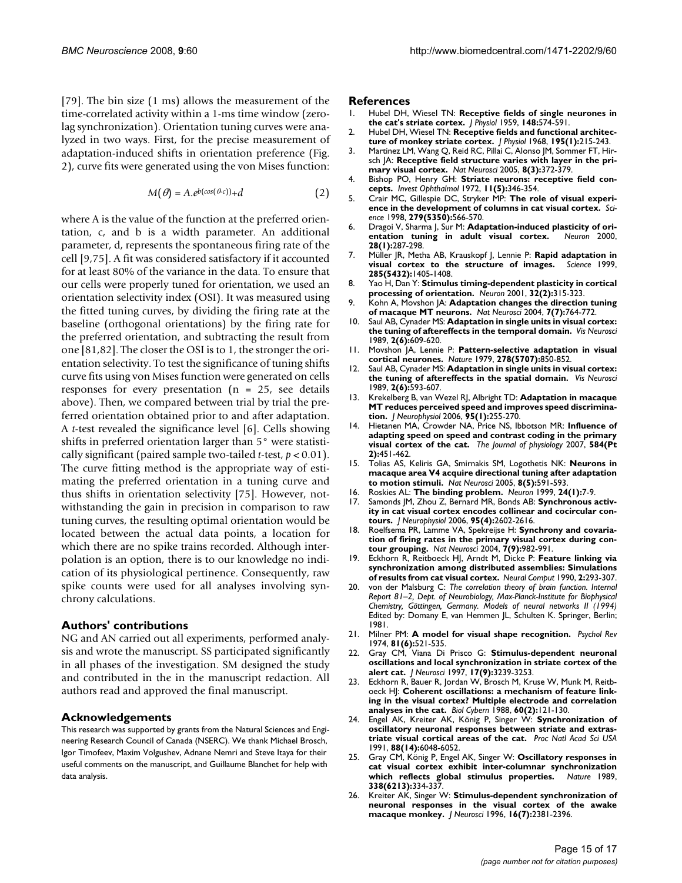[79]. The bin size (1 ms) allows the measurement of the time-correlated activity within a 1-ms time window (zero-lag synchronization). Orientation tuning curves were analyzed in two ways. First, for the precise measurement of adaptation-induced shifts in orientation preference (Fig. 2), curve fits were generated using the von Mises function:

$$M(\theta) = A.e^{b(\cos(\theta\text{-}c))} + d \qquad (2)$$

where A is the value of the function at the preferred orientation, c, and b is a width parameter. An additional parameter, d, represents the spontaneous firing rate of the cell [9,75]. A fit was considered satisfactory if it accounted for at least 80% of the variance in the data. To ensure that our cells were properly tuned for orientation, we used an orientation selectivity index (OSI). It was measured using the fitted tuning curves, by dividing the firing rate at the baseline (orthogonal orientations) by the firing rate for the preferred orientation, and subtracting the result from one [81,82]. The closer the OSI is to 1, the stronger the orientation selectivity. To test the significance of tuning shifts curve fits using von Mises function were generated on cells responses for every presentation (n = 25, see details above). Then, we compared between trial by trial the preferred orientation obtained prior to and after adaptation. A *t*-test revealed the significance level [6]. Cells showing shifts in preferred orientation larger than 5° were statistically significant (paired sample two-tailed *t*-test, $p < 0.01$). The curve fitting method is the appropriate way of estimating the preferred orientation in a tuning curve and thus shifts in orientation selectivity [75]. However, notwithstanding the gain in precision in comparison to raw tuning curves, the resulting optimal orientation would be located between the actual data points, a location for which there are no spike trains recorded. Although interpolation is an option, there is to our knowledge no indication of its physiological pertinence. Consequently, raw spike counts were used for all analyses involving synchrony calculations.

## Authors' contributions

NG and AN carried out all experiments, performed analysis and wrote the manuscript. SS participated significantly in all phases of the investigation. SM designed the study and contributed in the in the manuscript redaction. All authors read and approved the final manuscript.

## Acknowledgements

This research was supported by grants from the Natural Sciences and Engineering Research Council of Canada (NSERC). We thank Michael Brosch, Igor Timofeev, Maxim Volgushev, Adnane Nemri and Steve Itaya for their useful comments on the manuscript, and Guillaume Blanchet for help with data analysis.

## References

1. Hubel DH, Wiesel TN: **Receptive fields of single neurones in the cat's striate cortex.** *J Physiol* 1959, **148:**574-591.
2. Hubel DH, Wiesel TN: **Receptive fields and functional architecture of monkey striate cortex.** *J Physiol* 1968, **195(1):**215-243.
3. Martinez LM, Wang Q, Reid RC, Pillai C, Alonso JM, Sommer FT, Hirsch JA: **Receptive field structure varies with layer in the primary visual cortex.** *Nat Neurosci* 2005, **8(3):**372-379.
4. Bishop PO, Henry GH: **Striate neurons: receptive field concepts.** *Invest Ophthalmol* 1972, **11(5):**346-354.
5. Crair MC, Gillespie DC, Stryker MP: **The role of visual experience in the development of columns in cat visual cortex.** *Science* 1998, **279(5350):**566-570.
6. Dragoi V, Sharma J, Sur M: **Adaptation-induced plasticity of orientation tuning in adult visual cortex.** *Neuron* 2000, **28(1):**287-298.
7. Müller JR, Metha AB, Krauskopf J, Lennie P: **Rapid adaptation in visual cortex to the structure of images.** *Science* 1999, **285(5432):**1405-1408.
8. Yao H, Dan Y: **Stimulus timing-dependent plasticity in cortical processing of orientation.** *Neuron* 2001, **32(2):**315-323.
9. Kohn A, Movshon JA: **Adaptation changes the direction tuning of macaque MT neurons.** *Nat Neurosci* 2004, **7(7):**764-772.
10. Saul AB, Cynader MS: **Adaptation in single units in visual cortex: the tuning of aftereffects in the temporal domain.** *Vis Neurosci* 1989, **2(6):**609-620.
11. Movshon JA, Lennie P: **Pattern-selective adaptation in visual cortical neurones.** *Nature* 1979, **278(5707):**850-852.
12. Saul AB, Cynader MS: **Adaptation in single units in visual cortex: the tuning of aftereffects in the spatial domain.** *Vis Neurosci* 1989, **2(6):**593-607.
13. Krekelberg B, van Wezel RJ, Albright TD: **Adaptation in macaque MT reduces perceived speed and improves speed discrimination.** *J Neurophysiol* 2006, **95(1):**255-270.
14. Hietanen MA, Crowder NA, Price NS, Ibbotson MR: **Influence of adapting speed on speed and contrast coding in the primary visual cortex of the cat.** *The Journal of physiology* 2007, **584(Pt 2):**451-462.
15. Tolias AS, Keliris GA, Smirnakis SM, Logothetis NK: **Neurons in macaque area V4 acquire directional tuning after adaptation to motion stimuli.** *Nat Neurosci* 2005, **8(5):**591-593.
16. Roskies AL: **The binding problem.** *Neuron* 1999, **24(1):**7-9.
17. Samonds JM, Zhou Z, Bernard MR, Bonds AB: **Synchronous activity in cat visual cortex encodes collinear and cocircular contours.** *J Neurophysiol* 2006, **95(4):**2602-2616.
18. Roelfsema PR, Lamme VA, Spekreijse H: **Synchrony and covariation of firing rates in the primary visual cortex during contour grouping.** *Nat Neurosci* 2004, **7(9):**982-991.
19. Eckhorn R, Reitboeck HJ, Arndt M, Dicke P: **Feature linking via synchronization among distributed assemblies: Simulations of results from cat visual cortex.** *Neural Comput* 1990, **2:**293-307.
20. von der Malsburg C: *The correlation theory of brain function. Internal Report 81–2, Dept. of Neurobiology, Max-Planck-Institute for Biophysical Chemistry, Göttingen, Germany. Models of neural networks II (1994)* Edited by: Domany E, van Hemmen JL, Schulten K. Springer, Berlin; 1981.
21. Milner PM: **A model for visual shape recognition.** *Psychol Rev* 1974, **81(6):**521-535.
22. Gray CM, Viana Di Prisco G: **Stimulus-dependent neuronal oscillations and local synchronization in striate cortex of the alert cat.** *J Neurosci* 1997, **17(9):**3239-3253.
23. Eckhorn R, Bauer R, Jordan W, Brosch M, Kruse W, Munk M, Reitboeck HJ: **Coherent oscillations: a mechanism of feature linking in the visual cortex? Multiple electrode and correlation analyses in the cat.** *Biol Cybern* 1988, **60(2):**121-130.
24. Engel AK, Kreiter AK, König P, Singer W: **Synchronization of oscillatory neuronal responses between striate and extrastriate visual cortical areas of the cat.** *Proc Natl Acad Sci USA* 1991, **88(14):**6048-6052.
25. Gray CM, König P, Engel AK, Singer W: **Oscillatory responses in cat visual cortex exhibit inter-columnar synchronization which reflects global stimulus properties.** *Nature* 1989, **338(6213):**334-337.
26. Kreiter AK, Singer W: **Stimulus-dependent synchronization of neuronal responses in the visual cortex of the awake macaque monkey.** *J Neurosci* 1996, **16(7):**2381-2396.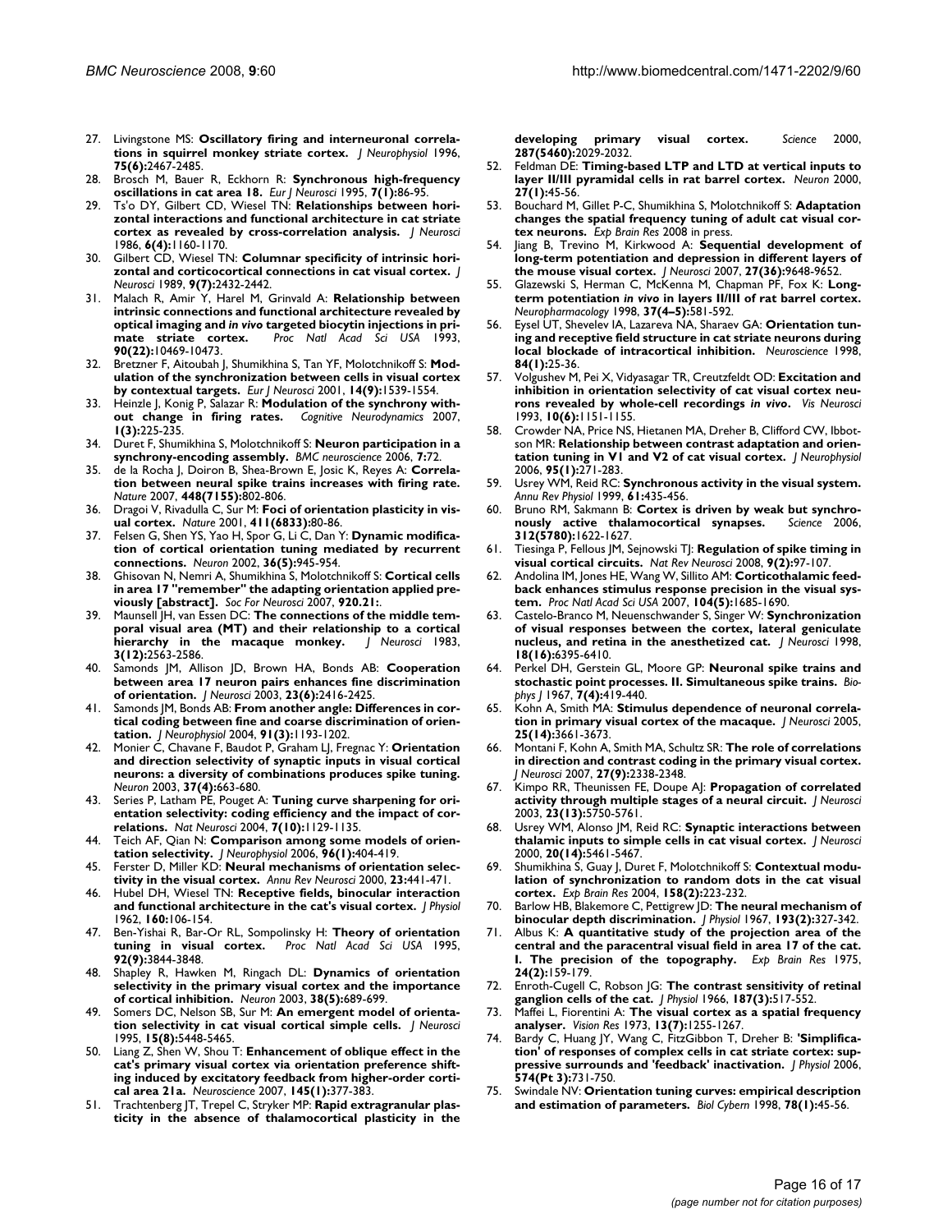27. Livingstone MS: **Oscillatory firing and interneuronal correlations in squirrel monkey striate cortex.** *J Neurophysiol* 1996, **75(6):**2467-2485.
28. Brosch M, Bauer R, Eckhorn R: **Synchronous high-frequency oscillations in cat area 18.** *Eur J Neurosci* 1995, **7(1):**86-95.
29. Ts'o DY, Gilbert CD, Wiesel TN: **Relationships between horizontal interactions and functional architecture in cat striate cortex as revealed by cross-correlation analysis.** *J Neurosci* 1986, **6(4):**1160-1170.
30. Gilbert CD, Wiesel TN: **Columnar specificity of intrinsic horizontal and corticocortical connections in cat visual cortex.** *J Neurosci* 1989, **9(7):**2432-2442.
31. Malach R, Amir Y, Harel M, Grinvald A: **Relationship between intrinsic connections and functional architecture revealed by optical imaging and *in vivo* targeted biocytin injections in primate striate cortex.** *Proc Natl Acad Sci USA* 1993, **90(22):**10469-10473.
32. Bretzner F, Aitoubah J, Shumikhina S, Tan YF, Molotchnikoff S: **Modulation of the synchronization between cells in visual cortex by contextual targets.** *Eur J Neurosci* 2001, **14(9):**1539-1554.
33. Heinzle J, Konig P, Salazar R: **Modulation of the synchrony without change in firing rates.** *Cognitive Neurodynamics* 2007, **1(3):**225-235.
34. Duret F, Shumikhina S, Molotchnikoff S: **Neuron participation in a synchrony-encoding assembly.** *BMC neuroscience* 2006, **7:**72.
35. de la Rocha J, Doiron B, Shea-Brown E, Josic K, Reyes A: **Correlation between neural spike trains increases with firing rate.** *Nature* 2007, **448(7155):**802-806.
36. Dragoi V, Rivadulla C, Sur M: **Foci of orientation plasticity in visual cortex.** *Nature* 2001, **411(6833):**80-86.
37. Felsen G, Shen YS, Yao H, Spor G, Li C, Dan Y: **Dynamic modification of cortical orientation tuning mediated by recurrent connections.** *Neuron* 2002, **36(5):**945-954.
38. Ghisovan N, Nemri A, Shumikhina S, Molotchnikoff S: **Cortical cells in area 17 "remember" the adapting orientation applied previously [abstract].** *Soc For Neurosci* 2007, **920.21:**.
39. Maunsell JH, van Essen DC: **The connections of the middle temporal visual area (MT) and their relationship to a cortical hierarchy in the macaque monkey.** *J Neurosci* 1983, **3(12):**2563-2586.
40. Samonds JM, Allison JD, Brown HA, Bonds AB: **Cooperation between area 17 neuron pairs enhances fine discrimination of orientation.** *J Neurosci* 2003, **23(6):**2416-2425.
41. Samonds JM, Bonds AB: **From another angle: Differences in cortical coding between fine and coarse discrimination of orientation.** *J Neurophysiol* 2004, **91(3):**1193-1202.
42. Monier C, Chavane F, Baudot P, Graham LJ, Fregnac Y: **Orientation and direction selectivity of synaptic inputs in visual cortical neurons: a diversity of combinations produces spike tuning.** *Neuron* 2003, **37(4):**663-680.
43. Series P, Latham PE, Pouget A: **Tuning curve sharpening for orientation selectivity: coding efficiency and the impact of correlations.** *Nat Neurosci* 2004, **7(10):**1129-1135.
44. Teich AF, Qian N: **Comparison among some models of orientation selectivity.** *J Neurophysiol* 2006, **96(1):**404-419.
45. Ferster D, Miller KD: **Neural mechanisms of orientation selectivity in the visual cortex.** *Annu Rev Neurosci* 2000, **23:**441-471.
46. Hubel DH, Wiesel TN: **Receptive fields, binocular interaction and functional architecture in the cat's visual cortex.** *J Physiol* 1962, **160:**106-154.
47. Ben-Yishai R, Bar-Or RL, Sompolinsky H: **Theory of orientation tuning in visual cortex.** *Proc Natl Acad Sci USA* 1995, **92(9):**3844-3848.
48. Shapley R, Hawken M, Ringach DL: **Dynamics of orientation selectivity in the primary visual cortex and the importance of cortical inhibition.** *Neuron* 2003, **38(5):**689-699.
49. Somers DC, Nelson SB, Sur M: **An emergent model of orientation selectivity in cat visual cortical simple cells.** *J Neurosci* 1995, **15(8):**5448-5465.
50. Liang Z, Shen W, Shou T: **Enhancement of oblique effect in the cat's primary visual cortex via orientation preference shifting induced by excitatory feedback from higher-order cortical area 21a.** *Neuroscience* 2007, **145(1):**377-383.
51. Trachtenberg JT, Trepel C, Stryker MP: **Rapid extragranular plasticity in the absence of thalamocortical plasticity in the developing primary visual cortex.** *Science* 2000, **287(5460):**2029-2032.
52. Feldman DE: **Timing-based LTP and LTD at vertical inputs to layer II/III pyramidal cells in rat barrel cortex.** *Neuron* 2000, **27(1):**45-56.
53. Bouchard M, Gillet P-C, Shumikhina S, Molotchnikoff S: **Adaptation changes the spatial frequency tuning of adult cat visual cortex neurons.** *Exp Brain Res* 2008 in press.
54. Jiang B, Trevino M, Kirkwood A: **Sequential development of long-term potentiation and depression in different layers of the mouse visual cortex.** *J Neurosci* 2007, **27(36):**9648-9652.
55. Glazewski S, Herman C, McKenna M, Chapman PF, Fox K: **Long-term potentiation *in vivo* in layers II/III of rat barrel cortex.** *Neuropharmacology* 1998, **37(4–5):**581-592.
56. Eysel UT, Shevelev IA, Lazareva NA, Sharaev GA: **Orientation tuning and receptive field structure in cat striate neurons during local blockade of intracortical inhibition.** *Neuroscience* 1998, **84(1):**25-36.
57. Volgushev M, Pei X, Vidyasagar TR, Creutzfeldt OD: **Excitation and inhibition in orientation selectivity of cat visual cortex neurons revealed by whole-cell recordings *in vivo*.** *Vis Neurosci* 1993, **10(6):**1151-1155.
58. Crowder NA, Price NS, Hietanen MA, Dreher B, Clifford CW, Ibbotson MR: **Relationship between contrast adaptation and orientation tuning in V1 and V2 of cat visual cortex.** *J Neurophysiol* 2006, **95(1):**271-283.
59. Usrey WM, Reid RC: **Synchronous activity in the visual system.** *Annu Rev Physiol* 1999, **61:**435-456.
60. Bruno RM, Sakmann B: **Cortex is driven by weak but synchronously active thalamocortical synapses.** *Science* 2006, **312(5780):**1622-1627.
61. Tiesinga P, Fellous JM, Sejnowski TJ: **Regulation of spike timing in visual cortical circuits.** *Nat Rev Neurosci* 2008, **9(2):**97-107.
62. Andolina IM, Jones HE, Wang W, Sillito AM: **Corticothalamic feedback enhances stimulus response precision in the visual system.** *Proc Natl Acad Sci USA* 2007, **104(5):**1685-1690.
63. Castelo-Branco M, Neuenschwander S, Singer W: **Synchronization of visual responses between the cortex, lateral geniculate nucleus, and retina in the anesthetized cat.** *J Neurosci* 1998, **18(16):**6395-6410.
64. Perkel DH, Gerstein GL, Moore GP: **Neuronal spike trains and stochastic point processes. II. Simultaneous spike trains.** *Biophys J* 1967, **7(4):**419-440.
65. Kohn A, Smith MA: **Stimulus dependence of neuronal correlation in primary visual cortex of the macaque.** *J Neurosci* 2005, **25(14):**3661-3673.
66. Montani F, Kohn A, Smith MA, Schultz SR: **The role of correlations in direction and contrast coding in the primary visual cortex.** *J Neurosci* 2007, **27(9):**2338-2348.
67. Kimpo RR, Theunissen FE, Doupe AJ: **Propagation of correlated activity through multiple stages of a neural circuit.** *J Neurosci* 2003, **23(13):**5750-5761.
68. Usrey WM, Alonso JM, Reid RC: **Synaptic interactions between thalamic inputs to simple cells in cat visual cortex.** *J Neurosci* 2000, **20(14):**5461-5467.
69. Shumikhina S, Guay J, Duret F, Molotchnikoff S: **Contextual modulation of synchronization to random dots in the cat visual cortex.** *Exp Brain Res* 2004, **158(2):**223-232.
70. Barlow HB, Blakemore C, Pettigrew JD: **The neural mechanism of binocular depth discrimination.** *J Physiol* 1967, **193(2):**327-342.
71. Albus K: **A quantitative study of the projection area of the central and the paracentral visual field in area 17 of the cat. I. The precision of the topography.** *Exp Brain Res* 1975, **24(2):**159-179.
72. Enroth-Cugell C, Robson JG: **The contrast sensitivity of retinal ganglion cells of the cat.** *J Physiol* 1966, **187(3):**517-552.
73. Maffei L, Fiorentini A: **The visual cortex as a spatial frequency analyser.** *Vision Res* 1973, **13(7):**1255-1267.
74. Bardy C, Huang JY, Wang C, FitzGibbon T, Dreher B: **'Simplification' of responses of complex cells in cat striate cortex: suppressive surrounds and 'feedback' inactivation.** *J Physiol* 2006, **574(Pt 3):**731-750.
75. Swindale NV: **Orientation tuning curves: empirical description and estimation of parameters.** *Biol Cybern* 1998, **78(1):**45-56.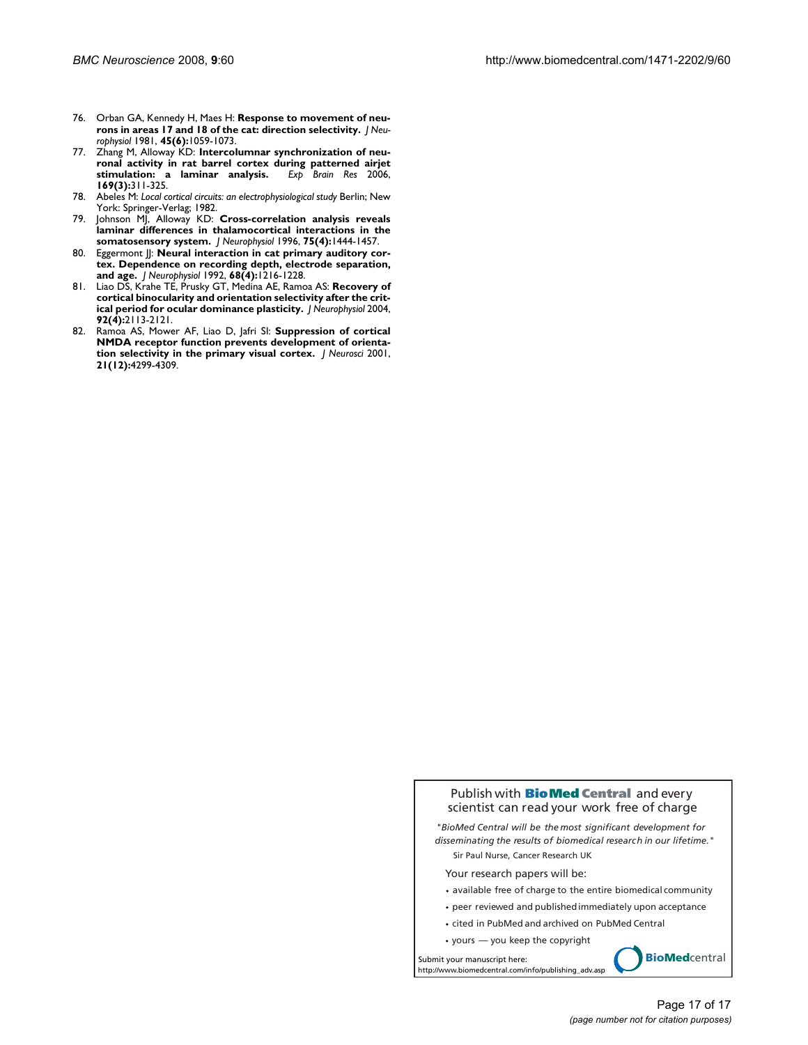76. Orban GA, Kennedy H, Maes H: **Response to movement of neurons in areas 17 and 18 of the cat: direction selectivity.** *J Neurophysiol* 1981, **45(6):**1059-1073.
77. Zhang M, Alloway KD: **Intercolumnar synchronization of neuronal activity in rat barrel cortex during patterned airjet stimulation: a laminar analysis.** *Exp Brain Res* 2006, **169(3):**311-325.
78. Abeles M: *Local cortical circuits: an electrophysiological study* Berlin; New York: Springer-Verlag; 1982.
79. Johnson MJ, Alloway KD: **Cross-correlation analysis reveals laminar differences in thalamocortical interactions in the somatosensory system.** *J Neurophysiol* 1996, **75(4):**1444-1457.
80. Eggermont JJ: **Neural interaction in cat primary auditory cortex. Dependence on recording depth, electrode separation, and age.** *J Neurophysiol* 1992, **68(4):**1216-1228.
81. Liao DS, Krahe TE, Prusky GT, Medina AE, Ramoa AS: **Recovery of cortical binocularity and orientation selectivity after the critical period for ocular dominance plasticity.** *J Neurophysiol* 2004, **92(4):**2113-2121.
82. Ramoa AS, Mower AF, Liao D, Jafri SI: **Suppression of cortical NMDA receptor function prevents development of orientation selectivity in the primary visual cortex.** *J Neurosci* 2001, **21(12):**4299-4309.

Publish with **BioMed Central** and every scientist can read your work free of charge

*"BioMed Central will be the most significant development for disseminating the results of biomedical research in our lifetime."*

Sir Paul Nurse, Cancer Research UK

Your research papers will be:

- available free of charge to the entire biomedical community
- peer reviewed and published immediately upon acceptance
- cited in PubMed and archived on PubMed Central
- yours — you keep the copyright

Submit your manuscript here:
http://www.biomedcentral.com/info/publishing_adv.asp

**BioMed**central